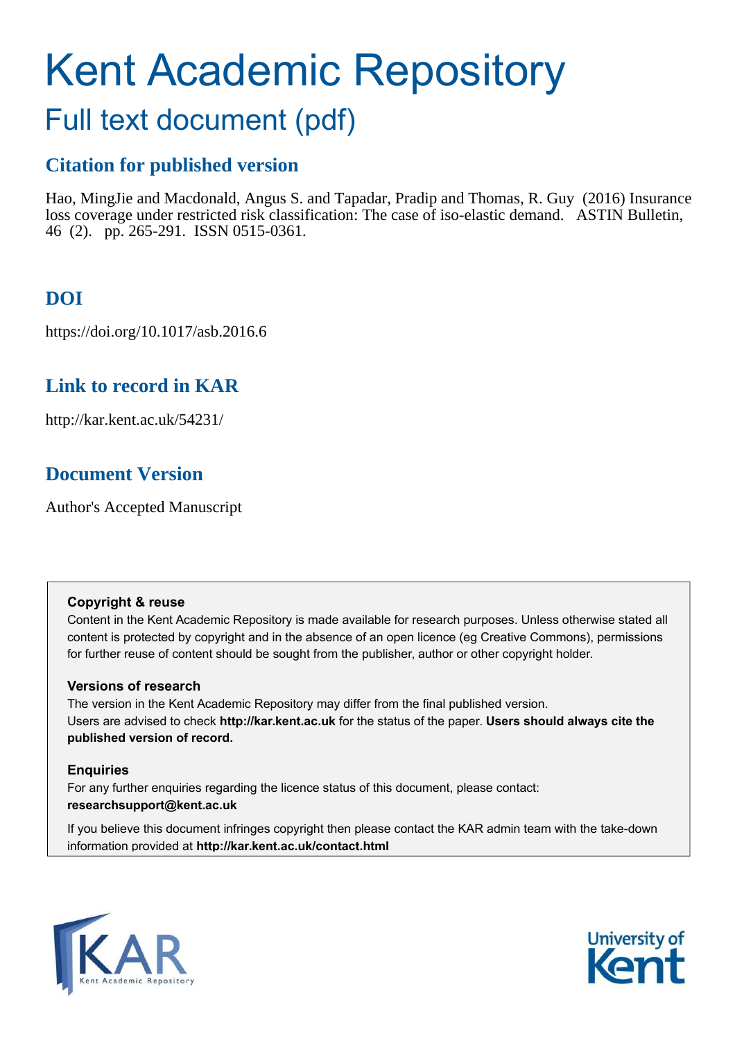# Kent Academic Repository

## Full text document (pdf)

### Citation for published version

Hao, MingJie and Macdonald, Angus S. and Tapadar, Pradip and Thomas, R. Guy (2016) Insurance loss coverage under restricted risk classification: The case of iso-elastic demand. ASTIN Bulletin, 46 (2). pp. 265-291. ISSN 0515-0361.

### DOI

https://doi.org/10.1017/asb.2016.6

### Link to record in KAR

http://kar.kent.ac.uk/54231/

### Document Version

Author's Accepted Manuscript

**Copyright & reuse**

Content in the Kent Academic Repository is made available for research purposes. Unless otherwise stated all content is protected by copyright and in the absence of an open licence (eg Creative Commons), permissions for further reuse of content should be sought from the publisher, author or other copyright holder.

**Versions of research**

The version in the Kent Academic Repository may differ from the final published version. Users are advised to check **http://kar.kent.ac.uk** for the status of the paper. **Users should always cite the published version of record.**

**Enquiries**

For any further enquiries regarding the licence status of this document, please contact: **researchsupport@kent.ac.uk**

If you believe this document infringes copyright then please contact the KAR admin team with the take-down information provided at **http://kar.kent.ac.uk/contact.html**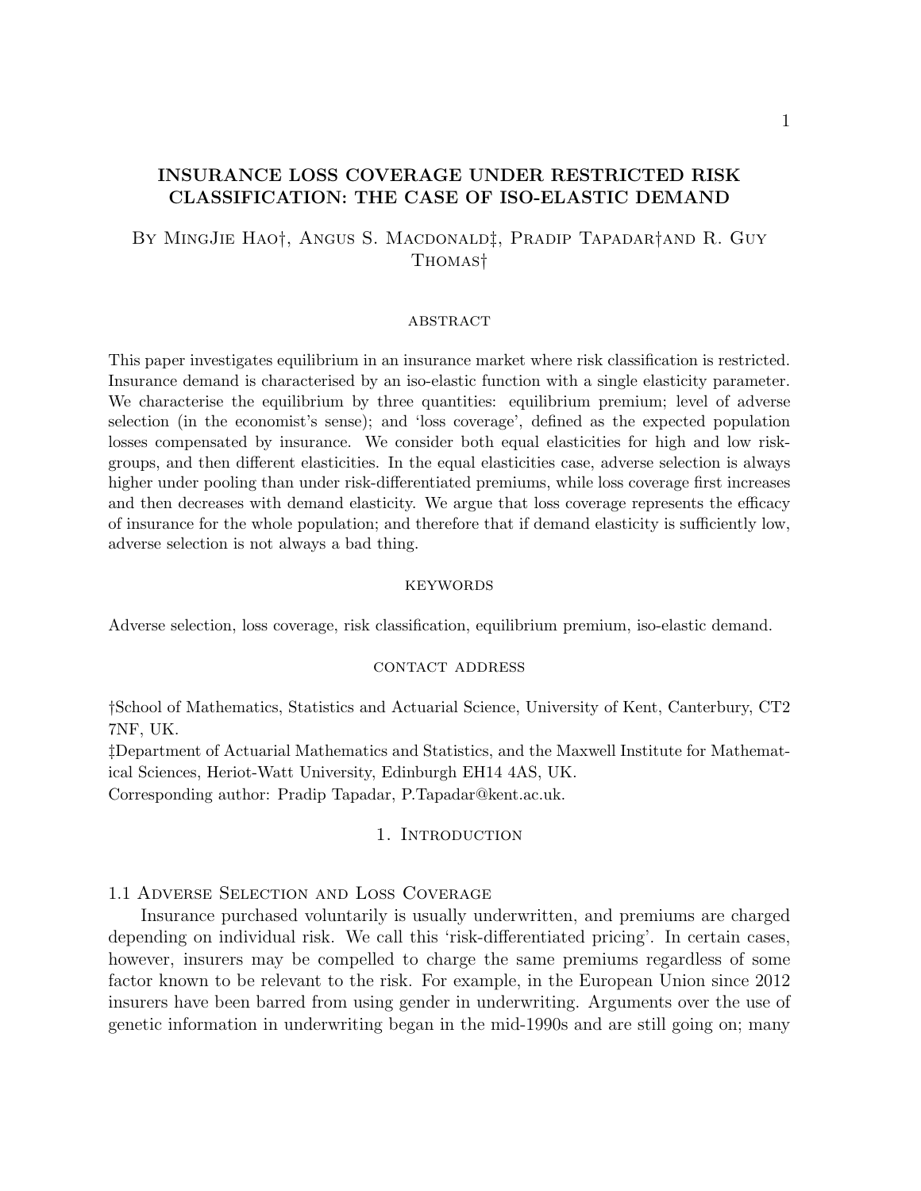# INSURANCE LOSS COVERAGE UNDER RESTRICTED RISK CLASSIFICATION: THE CASE OF ISO-ELASTIC DEMAND

By MingJie Hao†, Angus S. Macdonald‡, Pradip Tapadar†and R. Guy Thomas†

### abstract

This paper investigates equilibrium in an insurance market where risk classification is restricted. Insurance demand is characterised by an iso-elastic function with a single elasticity parameter. We characterise the equilibrium by three quantities: equilibrium premium; level of adverse selection (in the economist's sense); and 'loss coverage', defined as the expected population losses compensated by insurance. We consider both equal elasticities for high and low risk-groups, and then different elasticities. In the equal elasticities case, adverse selection is always higher under pooling than under risk-differentiated premiums, while loss coverage first increases and then decreases with demand elasticity. We argue that loss coverage represents the efficacy of insurance for the whole population; and therefore that if demand elasticity is sufficiently low, adverse selection is not always a bad thing.

### keywords

Adverse selection, loss coverage, risk classification, equilibrium premium, iso-elastic demand.

### contact address

†School of Mathematics, Statistics and Actuarial Science, University of Kent, Canterbury, CT2 7NF, UK.
‡Department of Actuarial Mathematics and Statistics, and the Maxwell Institute for Mathematical Sciences, Heriot-Watt University, Edinburgh EH14 4AS, UK.
Corresponding author: Pradip Tapadar, P.Tapadar@kent.ac.uk.

## 1. Introduction

### 1.1 Adverse Selection and Loss Coverage

Insurance purchased voluntarily is usually underwritten, and premiums are charged depending on individual risk. We call this 'risk-differentiated pricing'. In certain cases, however, insurers may be compelled to charge the same premiums regardless of some factor known to be relevant to the risk. For example, in the European Union since 2012 insurers have been barred from using gender in underwriting. Arguments over the use of genetic information in underwriting began in the mid-1990s and are still going on; many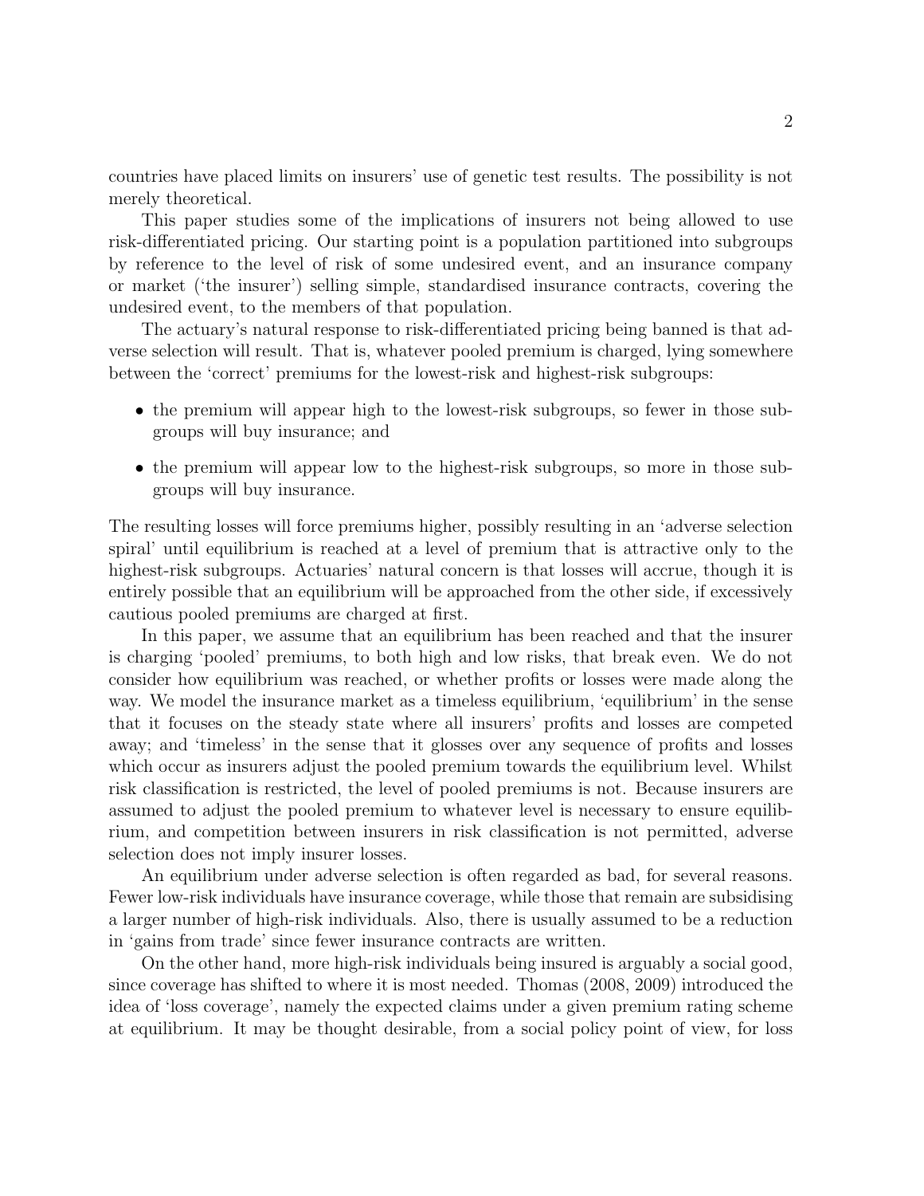countries have placed limits on insurers' use of genetic test results. The possibility is not merely theoretical.

This paper studies some of the implications of insurers not being allowed to use risk-differentiated pricing. Our starting point is a population partitioned into subgroups by reference to the level of risk of some undesired event, and an insurance company or market ('the insurer') selling simple, standardised insurance contracts, covering the undesired event, to the members of that population.

The actuary's natural response to risk-differentiated pricing being banned is that adverse selection will result. That is, whatever pooled premium is charged, lying somewhere between the 'correct' premiums for the lowest-risk and highest-risk subgroups:

- the premium will appear high to the lowest-risk subgroups, so fewer in those subgroups will buy insurance; and
- the premium will appear low to the highest-risk subgroups, so more in those subgroups will buy insurance.

The resulting losses will force premiums higher, possibly resulting in an 'adverse selection spiral' until equilibrium is reached at a level of premium that is attractive only to the highest-risk subgroups. Actuaries' natural concern is that losses will accrue, though it is entirely possible that an equilibrium will be approached from the other side, if excessively cautious pooled premiums are charged at first.

In this paper, we assume that an equilibrium has been reached and that the insurer is charging 'pooled' premiums, to both high and low risks, that break even. We do not consider how equilibrium was reached, or whether profits or losses were made along the way. We model the insurance market as a timeless equilibrium, 'equilibrium' in the sense that it focuses on the steady state where all insurers' profits and losses are competed away; and 'timeless' in the sense that it glosses over any sequence of profits and losses which occur as insurers adjust the pooled premium towards the equilibrium level. Whilst risk classification is restricted, the level of pooled premiums is not. Because insurers are assumed to adjust the pooled premium to whatever level is necessary to ensure equilibrium, and competition between insurers in risk classification is not permitted, adverse selection does not imply insurer losses.

An equilibrium under adverse selection is often regarded as bad, for several reasons. Fewer low-risk individuals have insurance coverage, while those that remain are subsidising a larger number of high-risk individuals. Also, there is usually assumed to be a reduction in 'gains from trade' since fewer insurance contracts are written.

On the other hand, more high-risk individuals being insured is arguably a social good, since coverage has shifted to where it is most needed. Thomas (2008, 2009) introduced the idea of 'loss coverage', namely the expected claims under a given premium rating scheme at equilibrium. It may be thought desirable, from a social policy point of view, for loss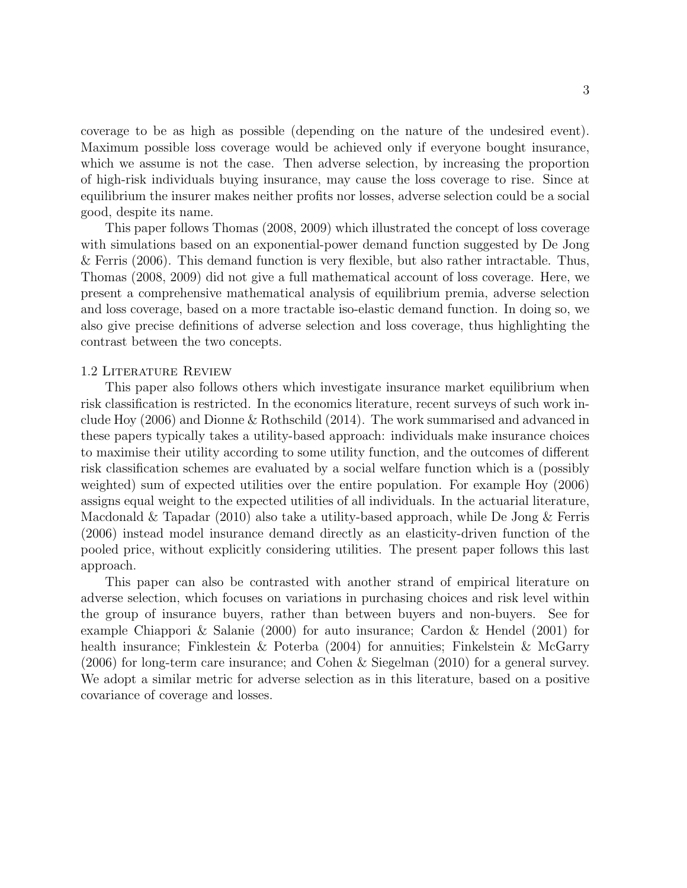coverage to be as high as possible (depending on the nature of the undesired event). Maximum possible loss coverage would be achieved only if everyone bought insurance, which we assume is not the case. Then adverse selection, by increasing the proportion of high-risk individuals buying insurance, may cause the loss coverage to rise. Since at equilibrium the insurer makes neither profits nor losses, adverse selection could be a social good, despite its name.

This paper follows Thomas (2008, 2009) which illustrated the concept of loss coverage with simulations based on an exponential-power demand function suggested by De Jong & Ferris (2006). This demand function is very flexible, but also rather intractable. Thus, Thomas (2008, 2009) did not give a full mathematical account of loss coverage. Here, we present a comprehensive mathematical analysis of equilibrium premia, adverse selection and loss coverage, based on a more tractable iso-elastic demand function. In doing so, we also give precise definitions of adverse selection and loss coverage, thus highlighting the contrast between the two concepts.

### 1.2 Literature Review

This paper also follows others which investigate insurance market equilibrium when risk classification is restricted. In the economics literature, recent surveys of such work include Hoy (2006) and Dionne & Rothschild (2014). The work summarised and advanced in these papers typically takes a utility-based approach: individuals make insurance choices to maximise their utility according to some utility function, and the outcomes of different risk classification schemes are evaluated by a social welfare function which is a (possibly weighted) sum of expected utilities over the entire population. For example Hoy (2006) assigns equal weight to the expected utilities of all individuals. In the actuarial literature, Macdonald & Tapadar (2010) also take a utility-based approach, while De Jong & Ferris (2006) instead model insurance demand directly as an elasticity-driven function of the pooled price, without explicitly considering utilities. The present paper follows this last approach.

This paper can also be contrasted with another strand of empirical literature on adverse selection, which focuses on variations in purchasing choices and risk level within the group of insurance buyers, rather than between buyers and non-buyers. See for example Chiappori & Salanie (2000) for auto insurance; Cardon & Hendel (2001) for health insurance; Finklestein & Poterba (2004) for annuities; Finkelstein & McGarry (2006) for long-term care insurance; and Cohen & Siegelman (2010) for a general survey. We adopt a similar metric for adverse selection as in this literature, based on a positive covariance of coverage and losses.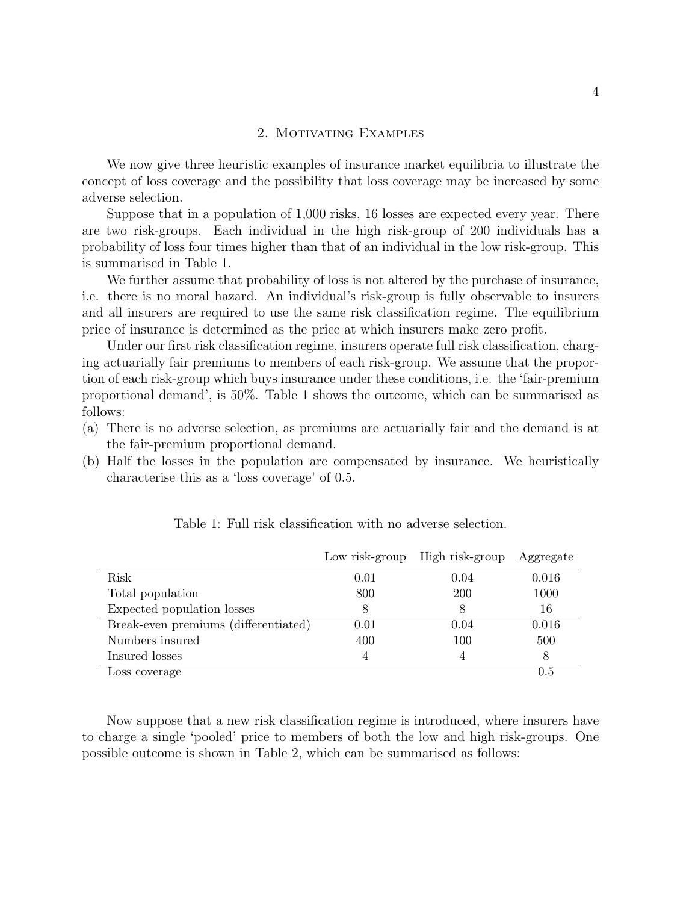## 2. Motivating Examples

We now give three heuristic examples of insurance market equilibria to illustrate the concept of loss coverage and the possibility that loss coverage may be increased by some adverse selection.

Suppose that in a population of 1,000 risks, 16 losses are expected every year. There are two risk-groups. Each individual in the high risk-group of 200 individuals has a probability of loss four times higher than that of an individual in the low risk-group. This is summarised in Table 1.

We further assume that probability of loss is not altered by the purchase of insurance, i.e. there is no moral hazard. An individual's risk-group is fully observable to insurers and all insurers are required to use the same risk classification regime. The equilibrium price of insurance is determined as the price at which insurers make zero profit.

Under our first risk classification regime, insurers operate full risk classification, charging actuarially fair premiums to members of each risk-group. We assume that the proportion of each risk-group which buys insurance under these conditions, i.e. the 'fair-premium proportional demand', is 50%. Table 1 shows the outcome, which can be summarised as follows:

(a) There is no adverse selection, as premiums are actuarially fair and the demand is at the fair-premium proportional demand.
(b) Half the losses in the population are compensated by insurance. We heuristically characterise this as a 'loss coverage' of 0.5.

Table 1: Full risk classification with no adverse selection.

| | Low risk-group | High risk-group | Aggregate |
|---|---|---|---|
| Risk | 0.01 | 0.04 | 0.016 |
| Total population | 800 | 200 | 1000 |
| Expected population losses | 8 | 8 | 16 |
| Break-even premiums (differentiated) | 0.01 | 0.04 | 0.016 |
| Numbers insured | 400 | 100 | 500 |
| Insured losses | 4 | 4 | 8 |
| Loss coverage | | | 0.5 |

Now suppose that a new risk classification regime is introduced, where insurers have to charge a single 'pooled' price to members of both the low and high risk-groups. One possible outcome is shown in Table 2, which can be summarised as follows: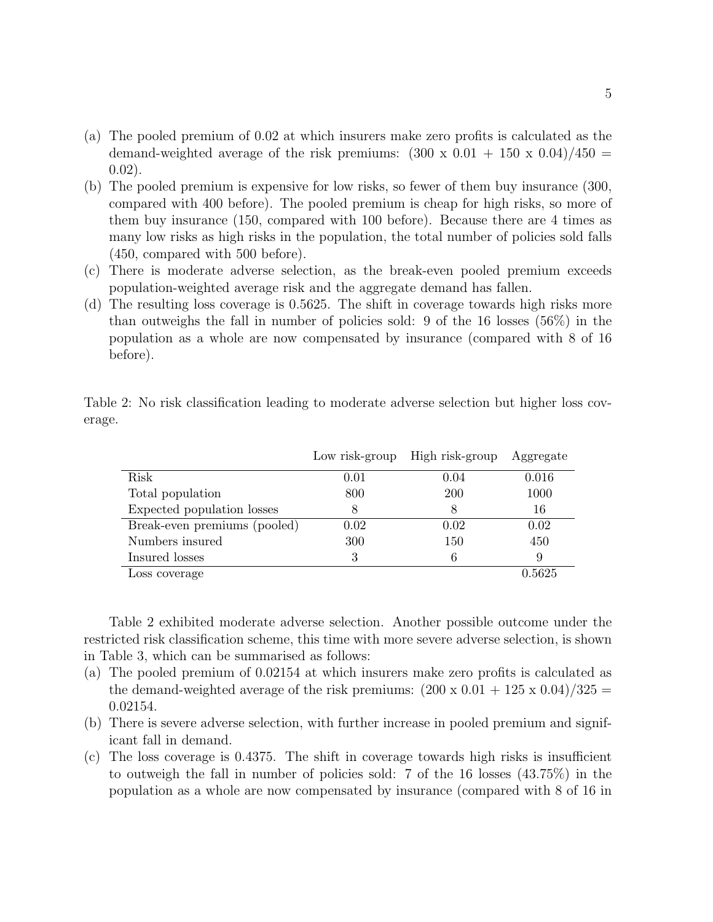(a) The pooled premium of 0.02 at which insurers make zero profits is calculated as the demand-weighted average of the risk premiums: (300 x 0.01 + 150 x 0.04)/450 = 0.02).

(b) The pooled premium is expensive for low risks, so fewer of them buy insurance (300, compared with 400 before). The pooled premium is cheap for high risks, so more of them buy insurance (150, compared with 100 before). Because there are 4 times as many low risks as high risks in the population, the total number of policies sold falls (450, compared with 500 before).

(c) There is moderate adverse selection, as the break-even pooled premium exceeds population-weighted average risk and the aggregate demand has fallen.

(d) The resulting loss coverage is 0.5625. The shift in coverage towards high risks more than outweighs the fall in number of policies sold: 9 of the 16 losses (56%) in the population as a whole are now compensated by insurance (compared with 8 of 16 before).

Table 2: No risk classification leading to moderate adverse selection but higher loss coverage.

| | Low risk-group | High risk-group | Aggregate |
|---|---|---|---|
| Risk | 0.01 | 0.04 | 0.016 |
| Total population | 800 | 200 | 1000 |
| Expected population losses | 8 | 8 | 16 |
| Break-even premiums (pooled) | 0.02 | 0.02 | 0.02 |
| Numbers insured | 300 | 150 | 450 |
| Insured losses | 3 | 6 | 9 |
| Loss coverage | | | 0.5625 |

Table 2 exhibited moderate adverse selection. Another possible outcome under the restricted risk classification scheme, this time with more severe adverse selection, is shown in Table 3, which can be summarised as follows:

(a) The pooled premium of 0.02154 at which insurers make zero profits is calculated as the demand-weighted average of the risk premiums: (200 x 0.01 + 125 x 0.04)/325 = 0.02154.

(b) There is severe adverse selection, with further increase in pooled premium and significant fall in demand.

(c) The loss coverage is 0.4375. The shift in coverage towards high risks is insufficient to outweigh the fall in number of policies sold: 7 of the 16 losses (43.75%) in the population as a whole are now compensated by insurance (compared with 8 of 16 in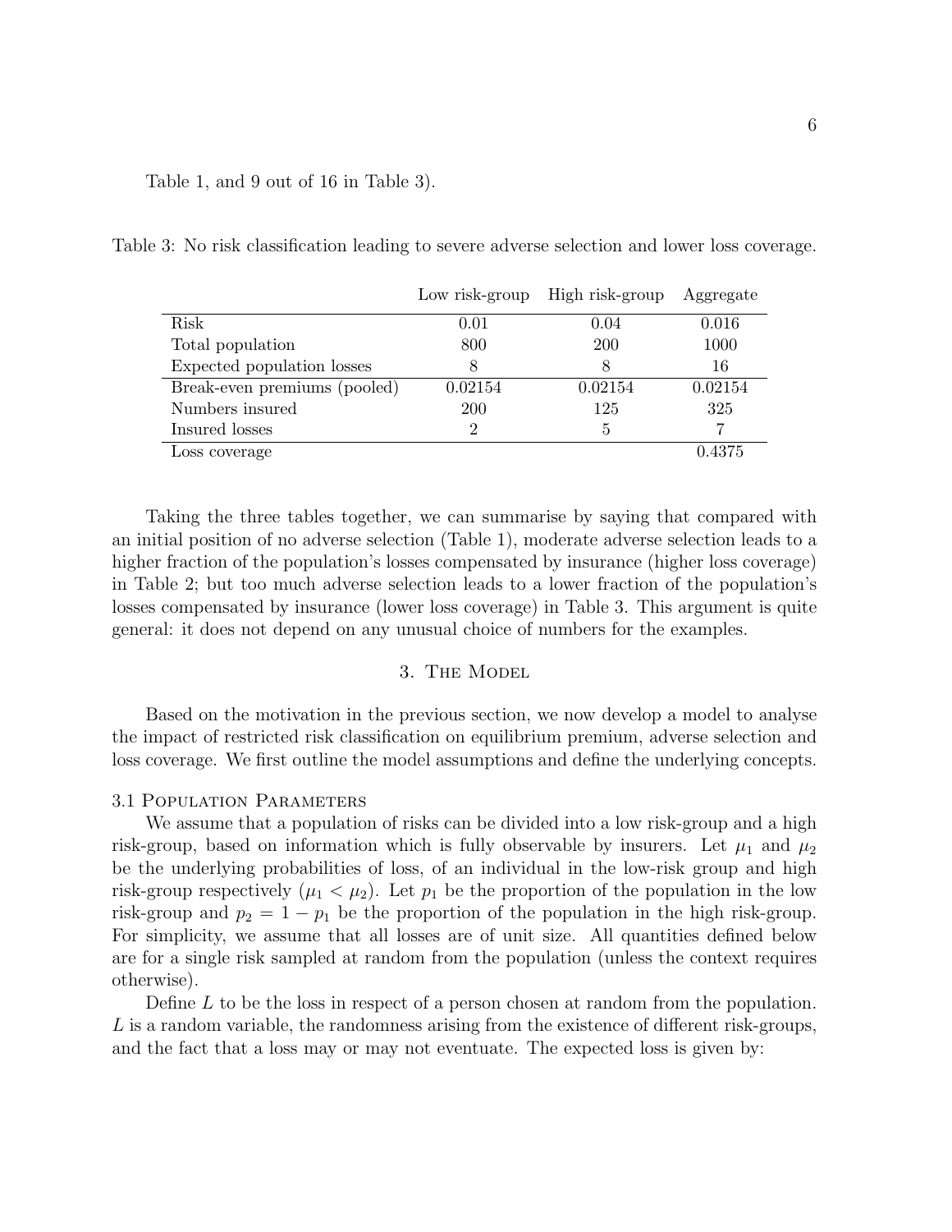Table 1, and 9 out of 16 in Table 3).

Table 3: No risk classification leading to severe adverse selection and lower loss coverage.

| | Low risk-group | High risk-group | Aggregate |
|---|---|---|---|
| Risk | 0.01 | 0.04 | 0.016 |
| Total population | 800 | 200 | 1000 |
| Expected population losses | 8 | 8 | 16 |
| Break-even premiums (pooled) | 0.02154 | 0.02154 | 0.02154 |
| Numbers insured | 200 | 125 | 325 |
| Insured losses | 2 | 5 | 7 |
| Loss coverage | | | 0.4375 |

Taking the three tables together, we can summarise by saying that compared with an initial position of no adverse selection (Table 1), moderate adverse selection leads to a higher fraction of the population's losses compensated by insurance (higher loss coverage) in Table 2; but too much adverse selection leads to a lower fraction of the population's losses compensated by insurance (lower loss coverage) in Table 3. This argument is quite general: it does not depend on any unusual choice of numbers for the examples.

## 3. The Model

Based on the motivation in the previous section, we now develop a model to analyse the impact of restricted risk classification on equilibrium premium, adverse selection and loss coverage. We first outline the model assumptions and define the underlying concepts.

### 3.1 Population Parameters

We assume that a population of risks can be divided into a low risk-group and a high risk-group, based on information which is fully observable by insurers. Let $\mu_1$ and $\mu_2$ be the underlying probabilities of loss, of an individual in the low-risk group and high risk-group respectively ($\mu_1 < \mu_2$). Let $p_1$ be the proportion of the population in the low risk-group and $p_2 = 1 - p_1$ be the proportion of the population in the high risk-group. For simplicity, we assume that all losses are of unit size. All quantities defined below are for a single risk sampled at random from the population (unless the context requires otherwise).

Define $L$ to be the loss in respect of a person chosen at random from the population. $L$ is a random variable, the randomness arising from the existence of different risk-groups, and the fact that a loss may or may not eventuate. The expected loss is given by: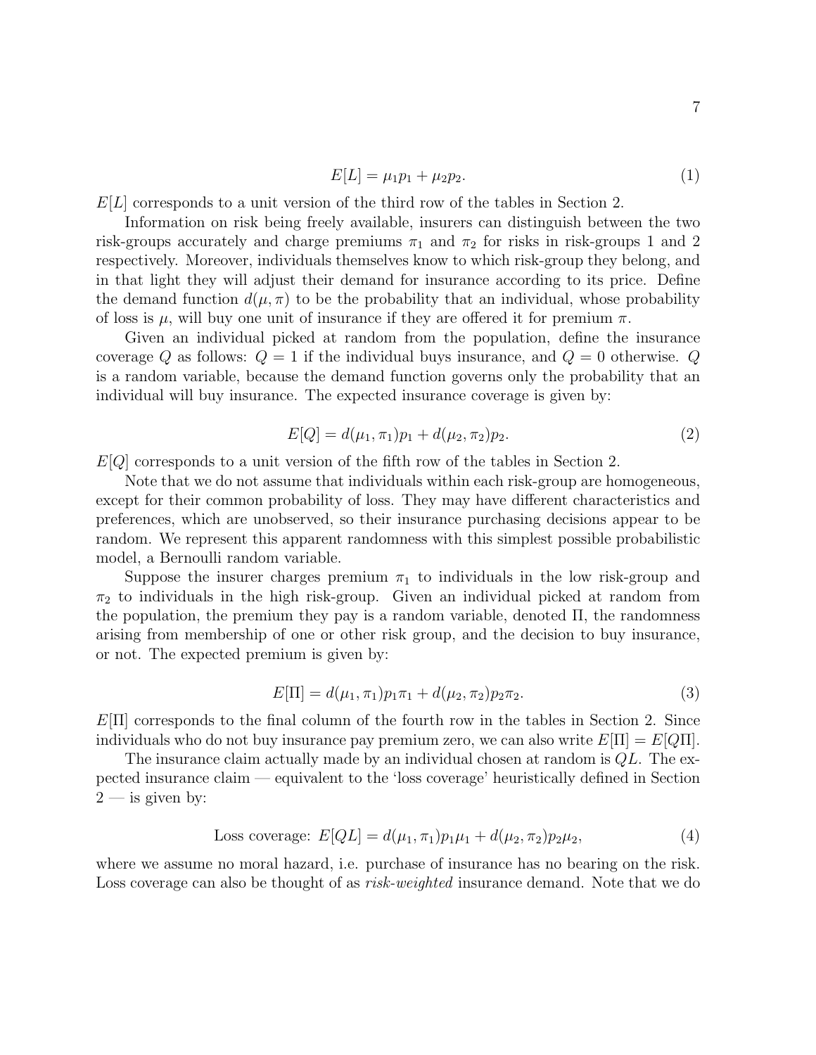$$E[L] = \mu_1 p_1 + \mu_2 p_2. \tag{1}$$

$E[L]$ corresponds to a unit version of the third row of the tables in Section 2.

Information on risk being freely available, insurers can distinguish between the two risk-groups accurately and charge premiums $\pi_1$ and $\pi_2$ for risks in risk-groups 1 and 2 respectively. Moreover, individuals themselves know to which risk-group they belong, and in that light they will adjust their demand for insurance according to its price. Define the demand function $d(\mu, \pi)$ to be the probability that an individual, whose probability of loss is $\mu$, will buy one unit of insurance if they are offered it for premium $\pi$.

Given an individual picked at random from the population, define the insurance coverage $Q$ as follows: $Q = 1$ if the individual buys insurance, and $Q = 0$ otherwise. $Q$ is a random variable, because the demand function governs only the probability that an individual will buy insurance. The expected insurance coverage is given by:

$$E[Q] = d(\mu_1, \pi_1)p_1 + d(\mu_2, \pi_2)p_2. \tag{2}$$

$E[Q]$ corresponds to a unit version of the fifth row of the tables in Section 2.

Note that we do not assume that individuals within each risk-group are homogeneous, except for their common probability of loss. They may have different characteristics and preferences, which are unobserved, so their insurance purchasing decisions appear to be random. We represent this apparent randomness with this simplest possible probabilistic model, a Bernoulli random variable.

Suppose the insurer charges premium $\pi_1$ to individuals in the low risk-group and $\pi_2$ to individuals in the high risk-group. Given an individual picked at random from the population, the premium they pay is a random variable, denoted $\Pi$, the randomness arising from membership of one or other risk group, and the decision to buy insurance, or not. The expected premium is given by:

$$E[\Pi] = d(\mu_1, \pi_1)p_1\pi_1 + d(\mu_2, \pi_2)p_2\pi_2. \tag{3}$$

$E[\Pi]$ corresponds to the final column of the fourth row in the tables in Section 2. Since individuals who do not buy insurance pay premium zero, we can also write $E[\Pi] = E[Q\Pi]$.

The insurance claim actually made by an individual chosen at random is $QL$. The expected insurance claim — equivalent to the 'loss coverage' heuristically defined in Section 2 — is given by:

$$\text{Loss coverage: } E[QL] = d(\mu_1, \pi_1)p_1\mu_1 + d(\mu_2, \pi_2)p_2\mu_2, \tag{4}$$

where we assume no moral hazard, i.e. purchase of insurance has no bearing on the risk. Loss coverage can also be thought of as *risk-weighted* insurance demand. Note that we do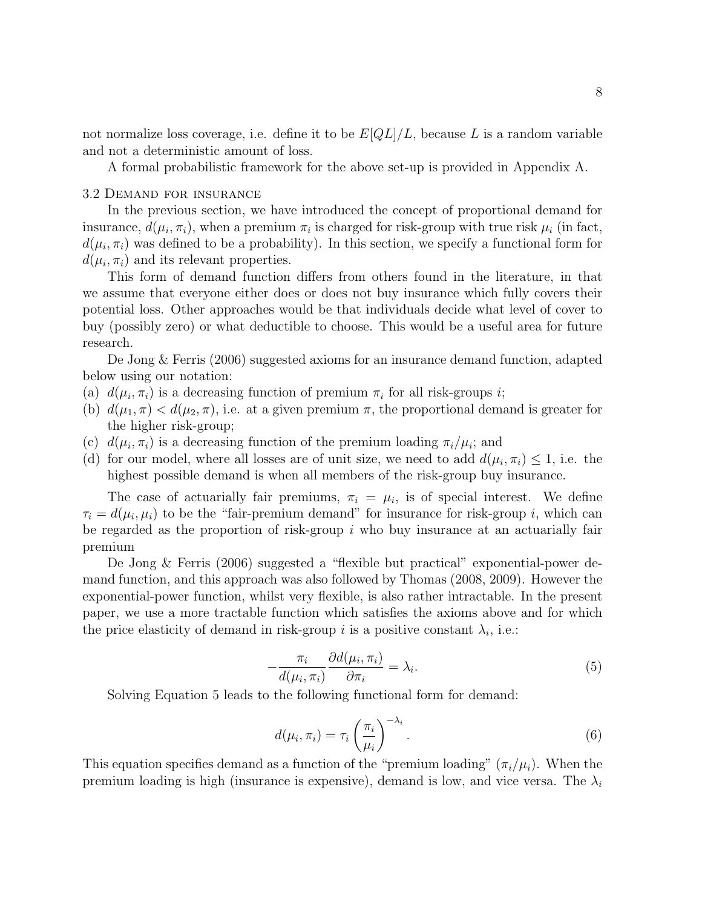not normalize loss coverage, i.e. define it to be $E[QL]/L$, because $L$ is a random variable and not a deterministic amount of loss.

A formal probabilistic framework for the above set-up is provided in Appendix A.

### 3.2 Demand for insurance

In the previous section, we have introduced the concept of proportional demand for insurance, $d(\mu_i, \pi_i)$, when a premium $\pi_i$ is charged for risk-group with true risk $\mu_i$ (in fact, $d(\mu_i, \pi_i)$ was defined to be a probability). In this section, we specify a functional form for $d(\mu_i, \pi_i)$ and its relevant properties.

This form of demand function differs from others found in the literature, in that we assume that everyone either does or does not buy insurance which fully covers their potential loss. Other approaches would be that individuals decide what level of cover to buy (possibly zero) or what deductible to choose. This would be a useful area for future research.

De Jong & Ferris (2006) suggested axioms for an insurance demand function, adapted below using our notation:

(a) $d(\mu_i, \pi_i)$ is a decreasing function of premium $\pi_i$ for all risk-groups $i$;
(b) $d(\mu_1, \pi) < d(\mu_2, \pi)$, i.e. at a given premium $\pi$, the proportional demand is greater for the higher risk-group;
(c) $d(\mu_i, \pi_i)$ is a decreasing function of the premium loading $\pi_i/\mu_i$; and
(d) for our model, where all losses are of unit size, we need to add $d(\mu_i, \pi_i) \leq 1$, i.e. the highest possible demand is when all members of the risk-group buy insurance.

The case of actuarially fair premiums, $\pi_i = \mu_i$, is of special interest. We define $\tau_i = d(\mu_i, \mu_i)$ to be the "fair-premium demand" for insurance for risk-group $i$, which can be regarded as the proportion of risk-group $i$ who buy insurance at an actuarially fair premium

De Jong & Ferris (2006) suggested a "flexible but practical" exponential-power demand function, and this approach was also followed by Thomas (2008, 2009). However the exponential-power function, whilst very flexible, is also rather intractable. In the present paper, we use a more tractable function which satisfies the axioms above and for which the price elasticity of demand in risk-group $i$ is a positive constant $\lambda_i$, i.e.:

$$-\frac{\pi_i}{d(\mu_i, \pi_i)} \frac{\partial d(\mu_i, \pi_i)}{\partial \pi_i} = \lambda_i. \tag{5}$$

Solving Equation 5 leads to the following functional form for demand:

$$d(\mu_i, \pi_i) = \tau_i \left( \frac{\pi_i}{\mu_i} \right)^{-\lambda_i}. \tag{6}$$

This equation specifies demand as a function of the "premium loading" $(\pi_i/\mu_i)$. When the premium loading is high (insurance is expensive), demand is low, and vice versa. The $\lambda_i$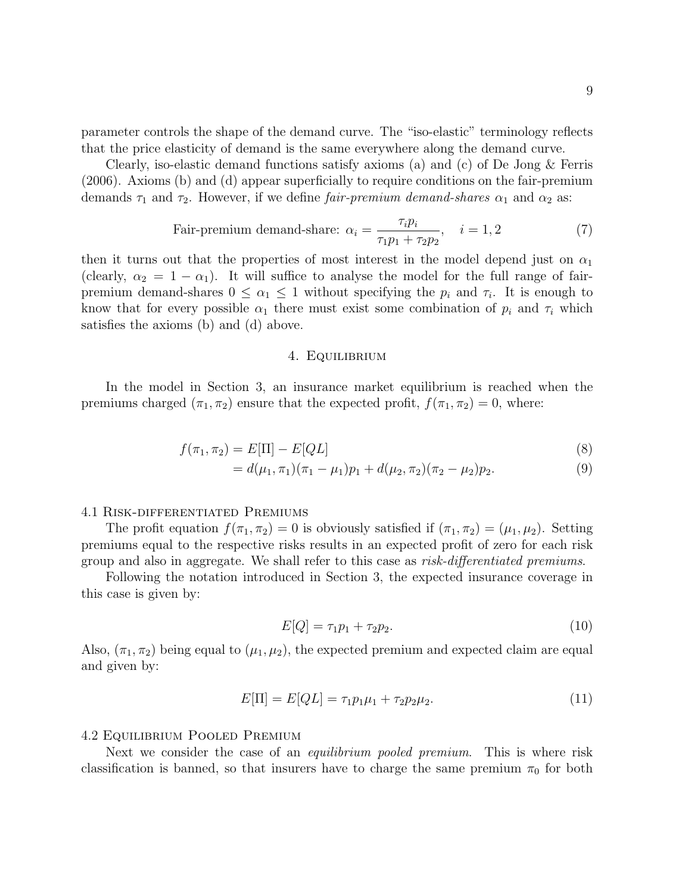parameter controls the shape of the demand curve. The "iso-elastic" terminology reflects that the price elasticity of demand is the same everywhere along the demand curve.

Clearly, iso-elastic demand functions satisfy axioms (a) and (c) of De Jong & Ferris (2006). Axioms (b) and (d) appear superficially to require conditions on the fair-premium demands $\tau_1$ and $\tau_2$. However, if we define *fair-premium demand-shares* $\alpha_1$ and $\alpha_2$ as:

$$\text{Fair-premium demand-share: } \alpha_i = \frac{\tau_i p_i}{\tau_1 p_1 + \tau_2 p_2}, \quad i = 1, 2 \tag{7}$$

then it turns out that the properties of most interest in the model depend just on $\alpha_1$ (clearly, $\alpha_2 = 1 - \alpha_1$). It will suffice to analyse the model for the full range of fair-premium demand-shares $0 \leq \alpha_1 \leq 1$ without specifying the $p_i$ and $\tau_i$. It is enough to know that for every possible $\alpha_1$ there must exist some combination of $p_i$ and $\tau_i$ which satisfies the axioms (b) and (d) above.

## 4. Equilibrium

In the model in Section 3, an insurance market equilibrium is reached when the premiums charged $(\pi_1, \pi_2)$ ensure that the expected profit, $f(\pi_1, \pi_2) = 0$, where:

$$f(\pi_1, \pi_2) = E[\Pi] - E[QL] \tag{8}$$

$$= d(\mu_1, \pi_1)(\pi_1 - \mu_1)p_1 + d(\mu_2, \pi_2)(\pi_2 - \mu_2)p_2. \tag{9}$$

### 4.1 Risk-differentiated Premiums

The profit equation $f(\pi_1, \pi_2) = 0$ is obviously satisfied if $(\pi_1, \pi_2) = (\mu_1, \mu_2)$. Setting premiums equal to the respective risks results in an expected profit of zero for each risk group and also in aggregate. We shall refer to this case as *risk-differentiated premiums*.

Following the notation introduced in Section 3, the expected insurance coverage in this case is given by:

$$E[Q] = \tau_1 p_1 + \tau_2 p_2. \tag{10}$$

Also, $(\pi_1, \pi_2)$ being equal to $(\mu_1, \mu_2)$, the expected premium and expected claim are equal and given by:

$$E[\Pi] = E[QL] = \tau_1 p_1 \mu_1 + \tau_2 p_2 \mu_2. \tag{11}$$

### 4.2 Equilibrium Pooled Premium

Next we consider the case of an *equilibrium pooled premium*. This is where risk classification is banned, so that insurers have to charge the same premium $\pi_0$ for both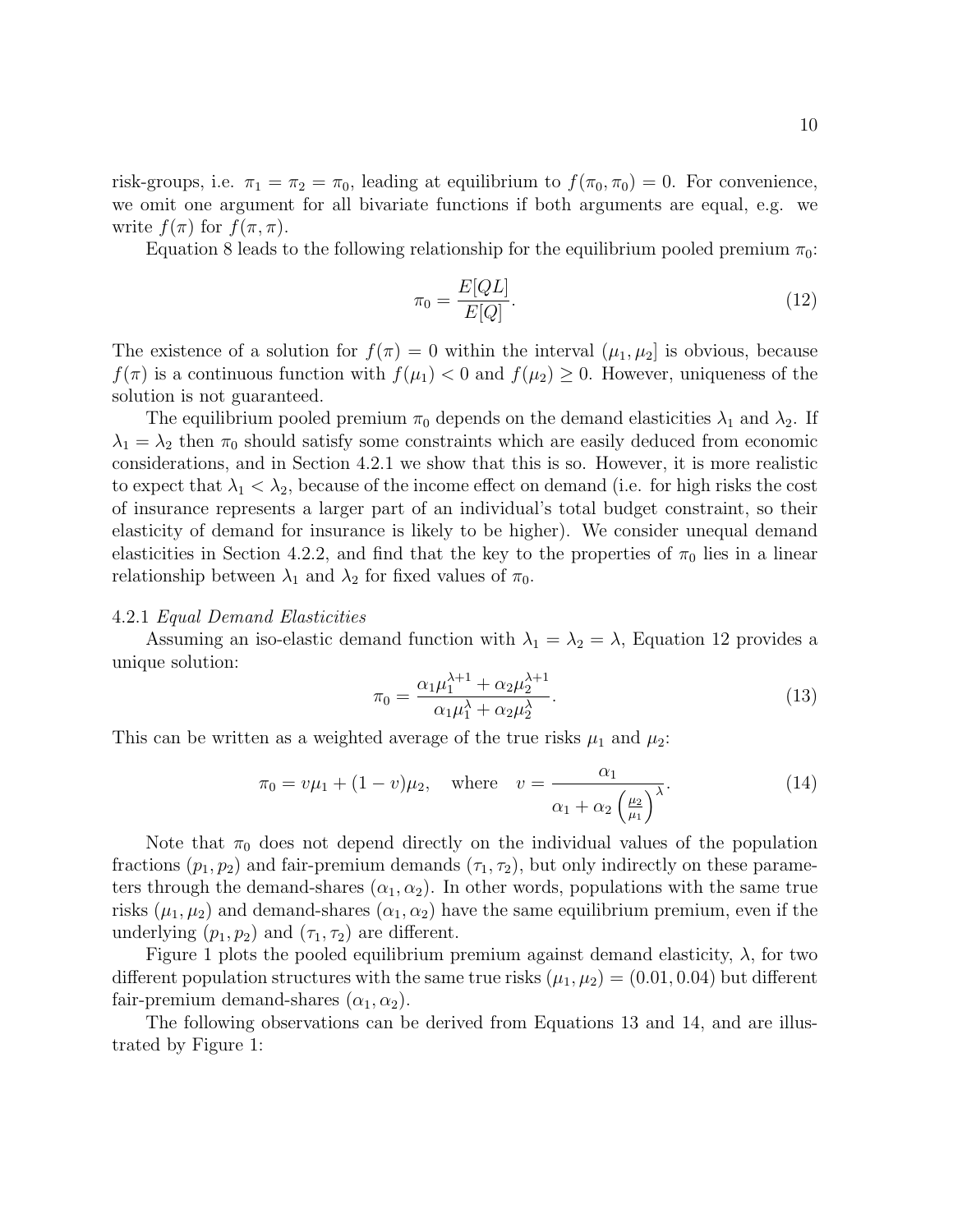risk-groups, i.e. $\pi_1 = \pi_2 = \pi_0$, leading at equilibrium to $f(\pi_0, \pi_0) = 0$. For convenience, we omit one argument for all bivariate functions if both arguments are equal, e.g. we write $f(\pi)$ for $f(\pi, \pi)$.

Equation 8 leads to the following relationship for the equilibrium pooled premium $\pi_0$:

$$\pi_0 = \frac{E[QL]}{E[Q]}. \tag{12}$$

The existence of a solution for $f(\pi) = 0$ within the interval $(\mu_1, \mu_2]$ is obvious, because $f(\pi)$ is a continuous function with $f(\mu_1) < 0$ and $f(\mu_2) \geq 0$. However, uniqueness of the solution is not guaranteed.

The equilibrium pooled premium $\pi_0$ depends on the demand elasticities $\lambda_1$ and $\lambda_2$. If $\lambda_1 = \lambda_2$ then $\pi_0$ should satisfy some constraints which are easily deduced from economic considerations, and in Section 4.2.1 we show that this is so. However, it is more realistic to expect that $\lambda_1 < \lambda_2$, because of the income effect on demand (i.e. for high risks the cost of insurance represents a larger part of an individual's total budget constraint, so their elasticity of demand for insurance is likely to be higher). We consider unequal demand elasticities in Section 4.2.2, and find that the key to the properties of $\pi_0$ lies in a linear relationship between $\lambda_1$ and $\lambda_2$ for fixed values of $\pi_0$.

4.2.1 *Equal Demand Elasticities*

Assuming an iso-elastic demand function with $\lambda_1 = \lambda_2 = \lambda$, Equation 12 provides a unique solution:

$$\pi_0 = \frac{\alpha_1 \mu_1^{\lambda+1} + \alpha_2 \mu_2^{\lambda+1}}{\alpha_1 \mu_1^{\lambda} + \alpha_2 \mu_2^{\lambda}}. \tag{13}$$

This can be written as a weighted average of the true risks $\mu_1$ and $\mu_2$:

$$\pi_0 = v\mu_1 + (1 - v)\mu_2, \quad \text{where} \quad v = \frac{\alpha_1}{\alpha_1 + \alpha_2 \left(\frac{\mu_2}{\mu_1}\right)^{\lambda}}. \tag{14}$$

Note that $\pi_0$ does not depend directly on the individual values of the population fractions $(p_1, p_2)$ and fair-premium demands $(\tau_1, \tau_2)$, but only indirectly on these parameters through the demand-shares $(\alpha_1, \alpha_2)$. In other words, populations with the same true risks $(\mu_1, \mu_2)$ and demand-shares $(\alpha_1, \alpha_2)$ have the same equilibrium premium, even if the underlying $(p_1, p_2)$ and $(\tau_1, \tau_2)$ are different.

Figure 1 plots the pooled equilibrium premium against demand elasticity, $\lambda$, for two different population structures with the same true risks $(\mu_1, \mu_2) = (0.01, 0.04)$ but different fair-premium demand-shares $(\alpha_1, \alpha_2)$.

The following observations can be derived from Equations 13 and 14, and are illustrated by Figure 1: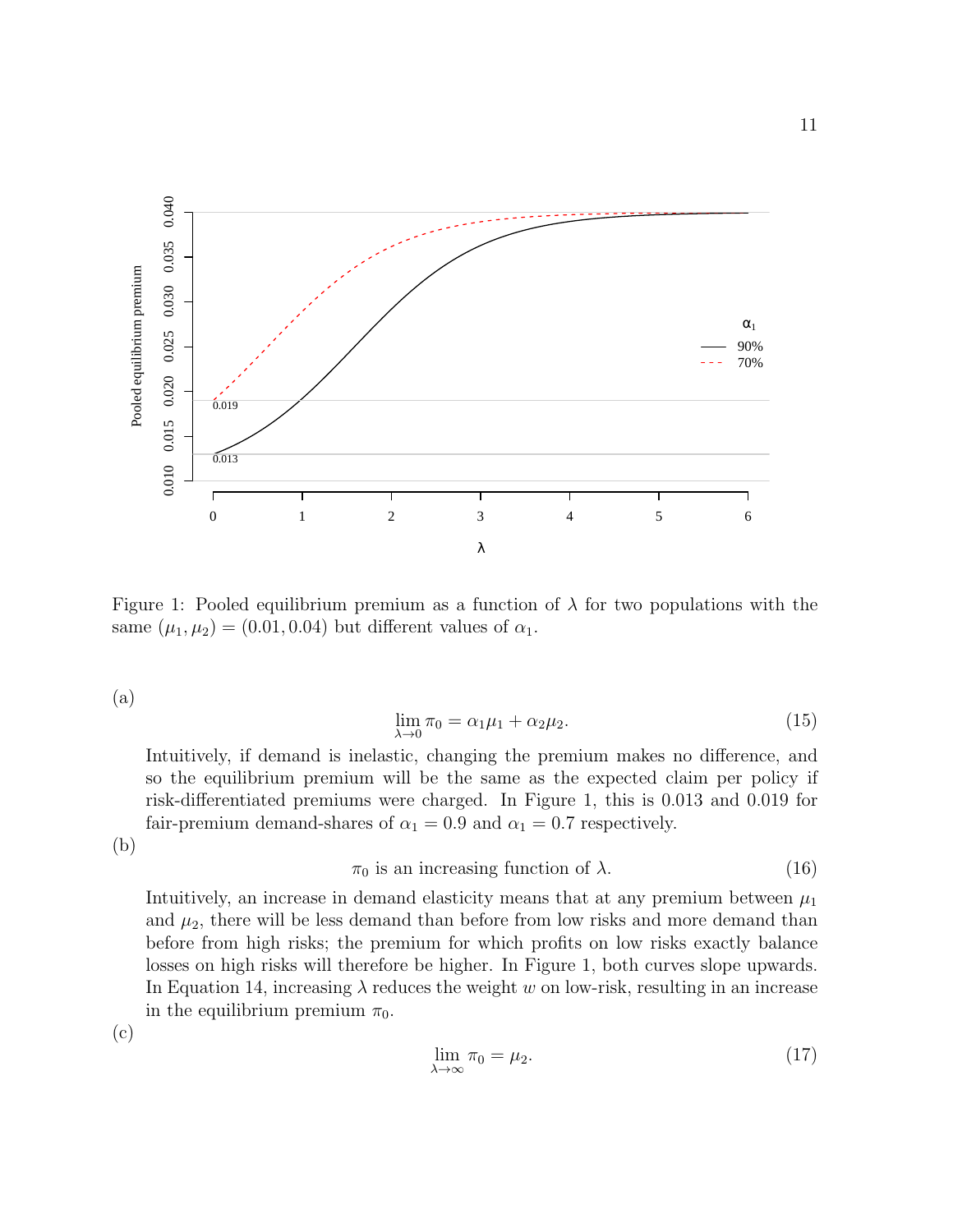Figure 1: Pooled equilibrium premium as a function of $\lambda$ for two populations with the same $(\mu_1, \mu_2) = (0.01, 0.04)$ but different values of $\alpha_1$.

(a)

$$\lim_{\lambda \to 0} \pi_0 = \alpha_1 \mu_1 + \alpha_2 \mu_2. \tag{15}$$

Intuitively, if demand is inelastic, changing the premium makes no difference, and so the equilibrium premium will be the same as the expected claim per policy if risk-differentiated premiums were charged. In Figure 1, this is 0.013 and 0.019 for fair-premium demand-shares of $\alpha_1 = 0.9$ and $\alpha_1 = 0.7$ respectively.

(b)

$$\pi_0 \text{ is an increasing function of } \lambda. \tag{16}$$

Intuitively, an increase in demand elasticity means that at any premium between $\mu_1$ and $\mu_2$, there will be less demand than before from low risks and more demand than before from high risks; the premium for which profits on low risks exactly balance losses on high risks will therefore be higher. In Figure 1, both curves slope upwards. In Equation 14, increasing $\lambda$ reduces the weight $w$ on low-risk, resulting in an increase in the equilibrium premium $\pi_0$.

(c)

$$\lim_{\lambda \to \infty} \pi_0 = \mu_2. \tag{17}$$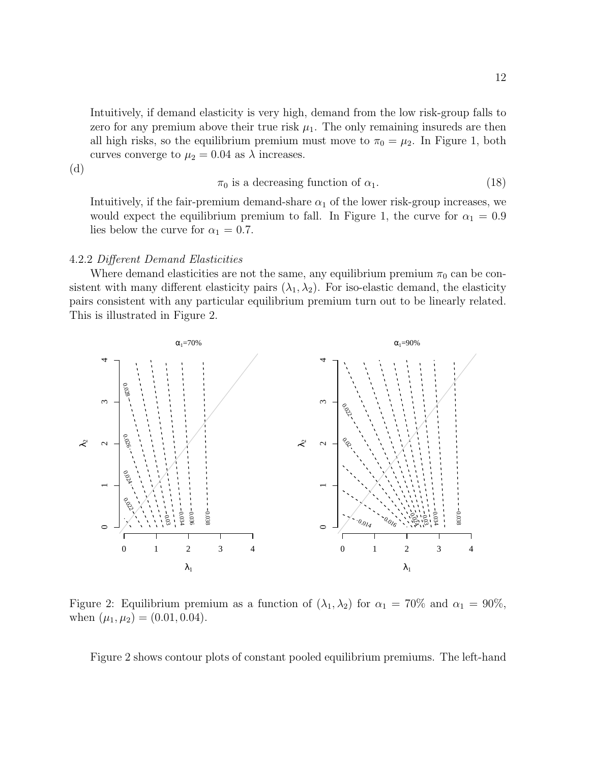Intuitively, if demand elasticity is very high, demand from the low risk-group falls to zero for any premium above their true risk $\mu_1$. The only remaining insureds are then all high risks, so the equilibrium premium must move to $\pi_0 = \mu_2$. In Figure 1, both curves converge to $\mu_2 = 0.04$ as $\lambda$ increases.

(d)

$$\pi_0 \text{ is a decreasing function of } \alpha_1. \tag{18}$$

Intuitively, if the fair-premium demand-share $\alpha_1$ of the lower risk-group increases, we would expect the equilibrium premium to fall. In Figure 1, the curve for $\alpha_1 = 0.9$ lies below the curve for $\alpha_1 = 0.7$.

4.2.2 *Different Demand Elasticities*

Where demand elasticities are not the same, any equilibrium premium $\pi_0$ can be consistent with many different elasticity pairs $(\lambda_1, \lambda_2)$. For iso-elastic demand, the elasticity pairs consistent with any particular equilibrium premium turn out to be linearly related. This is illustrated in Figure 2.

Figure 2: Equilibrium premium as a function of $(\lambda_1, \lambda_2)$ for $\alpha_1 = 70\%$ and $\alpha_1 = 90\%$, when $(\mu_1, \mu_2) = (0.01, 0.04)$.

Figure 2 shows contour plots of constant pooled equilibrium premiums. The left-hand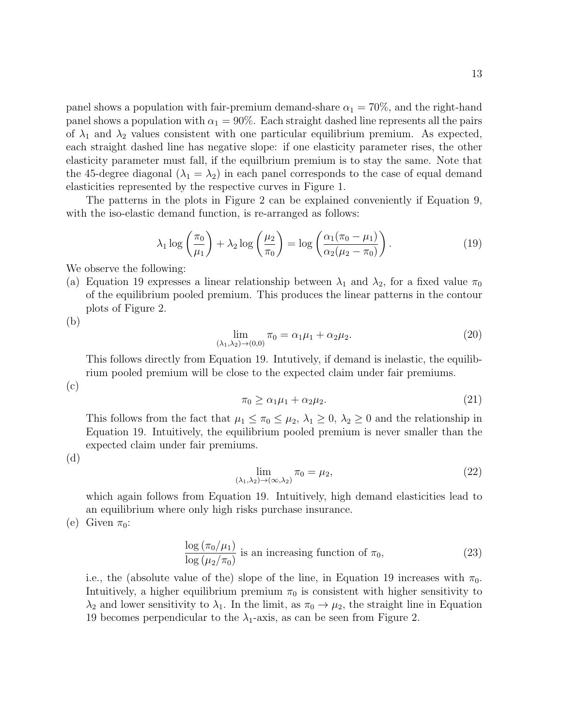panel shows a population with fair-premium demand-share $\alpha_1 = 70\%$, and the right-hand panel shows a population with $\alpha_1 = 90\%$. Each straight dashed line represents all the pairs of $\lambda_1$ and $\lambda_2$ values consistent with one particular equilibrium premium. As expected, each straight dashed line has negative slope: if one elasticity parameter rises, the other elasticity parameter must fall, if the equilbrium premium is to stay the same. Note that the 45-degree diagonal ($\lambda_1 = \lambda_2$) in each panel corresponds to the case of equal demand elasticities represented by the respective curves in Figure 1.

The patterns in the plots in Figure 2 can be explained conveniently if Equation 9, with the iso-elastic demand function, is re-arranged as follows:

$$\lambda_1 \log\left(\frac{\pi_0}{\mu_1}\right) + \lambda_2 \log\left(\frac{\mu_2}{\pi_0}\right) = \log\left(\frac{\alpha_1(\pi_0 - \mu_1)}{\alpha_2(\mu_2 - \pi_0)}\right). \tag{19}$$

We observe the following:

(a) Equation 19 expresses a linear relationship between $\lambda_1$ and $\lambda_2$, for a fixed value $\pi_0$ of the equilibrium pooled premium. This produces the linear patterns in the contour plots of Figure 2.

(b)
$$\lim_{(\lambda_1,\lambda_2)\to(0,0)} \pi_0 = \alpha_1\mu_1 + \alpha_2\mu_2. \tag{20}$$

This follows directly from Equation 19. Intutively, if demand is inelastic, the equilibrium pooled premium will be close to the expected claim under fair premiums.

(c)
$$\pi_0 \geq \alpha_1\mu_1 + \alpha_2\mu_2. \tag{21}$$

This follows from the fact that $\mu_1 \leq \pi_0 \leq \mu_2$, $\lambda_1 \geq 0$, $\lambda_2 \geq 0$ and the relationship in Equation 19. Intuitively, the equilibrium pooled premium is never smaller than the expected claim under fair premiums.

(d)
$$\lim_{(\lambda_1,\lambda_2)\to(\infty,\lambda_2)} \pi_0 = \mu_2, \tag{22}$$

which again follows from Equation 19. Intuitively, high demand elasticities lead to an equilibrium where only high risks purchase insurance.

(e) Given $\pi_0$:

$$\frac{\log(\pi_0/\mu_1)}{\log(\mu_2/\pi_0)} \text{ is an increasing function of } \pi_0, \tag{23}$$

i.e., the (absolute value of the) slope of the line, in Equation 19 increases with $\pi_0$. Intuitively, a higher equilibrium premium $\pi_0$ is consistent with higher sensitivity to $\lambda_2$ and lower sensitivity to $\lambda_1$. In the limit, as $\pi_0 \to \mu_2$, the straight line in Equation 19 becomes perpendicular to the $\lambda_1$-axis, as can be seen from Figure 2.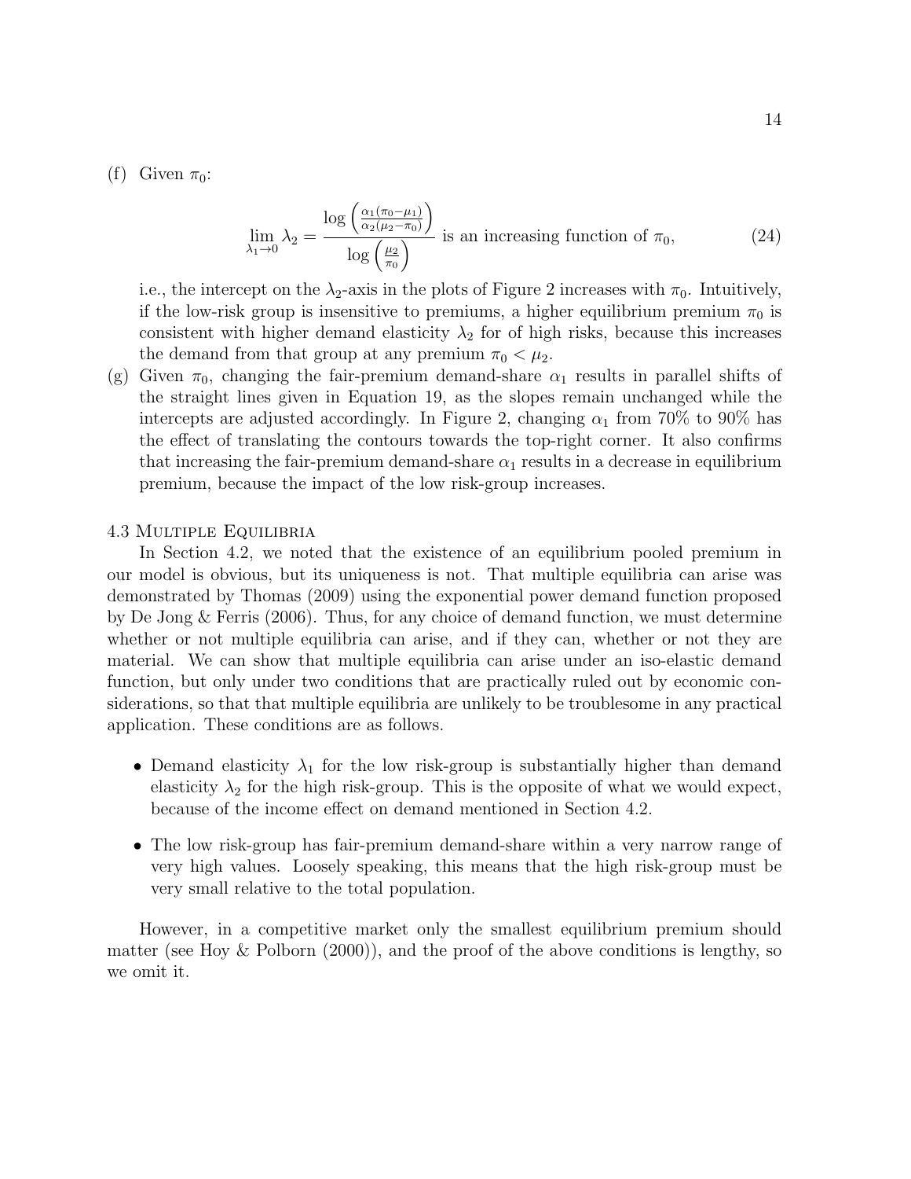(f) Given $\pi_0$:

$$\lim_{\lambda_1 \to 0} \lambda_2 = \frac{\log\left(\frac{\alpha_1(\pi_0 - \mu_1)}{\alpha_2(\mu_2 - \pi_0)}\right)}{\log\left(\frac{\mu_2}{\pi_0}\right)} \text{ is an increasing function of } \pi_0, \tag{24}$$

i.e., the intercept on the $\lambda_2$-axis in the plots of Figure 2 increases with $\pi_0$. Intuitively, if the low-risk group is insensitive to premiums, a higher equilibrium premium $\pi_0$ is consistent with higher demand elasticity $\lambda_2$ for of high risks, because this increases the demand from that group at any premium $\pi_0 < \mu_2$.

(g) Given $\pi_0$, changing the fair-premium demand-share $\alpha_1$ results in parallel shifts of the straight lines given in Equation 19, as the slopes remain unchanged while the intercepts are adjusted accordingly. In Figure 2, changing $\alpha_1$ from 70% to 90% has the effect of translating the contours towards the top-right corner. It also confirms that increasing the fair-premium demand-share $\alpha_1$ results in a decrease in equilibrium premium, because the impact of the low risk-group increases.

### 4.3 Multiple Equilibria

In Section 4.2, we noted that the existence of an equilibrium pooled premium in our model is obvious, but its uniqueness is not. That multiple equilibria can arise was demonstrated by Thomas (2009) using the exponential power demand function proposed by De Jong & Ferris (2006). Thus, for any choice of demand function, we must determine whether or not multiple equilibria can arise, and if they can, whether or not they are material. We can show that multiple equilibria can arise under an iso-elastic demand function, but only under two conditions that are practically ruled out by economic considerations, so that that multiple equilibria are unlikely to be troublesome in any practical application. These conditions are as follows.

- Demand elasticity $\lambda_1$ for the low risk-group is substantially higher than demand elasticity $\lambda_2$ for the high risk-group. This is the opposite of what we would expect, because of the income effect on demand mentioned in Section 4.2.
- The low risk-group has fair-premium demand-share within a very narrow range of very high values. Loosely speaking, this means that the high risk-group must be very small relative to the total population.

However, in a competitive market only the smallest equilibrium premium should matter (see Hoy & Polborn (2000)), and the proof of the above conditions is lengthy, so we omit it.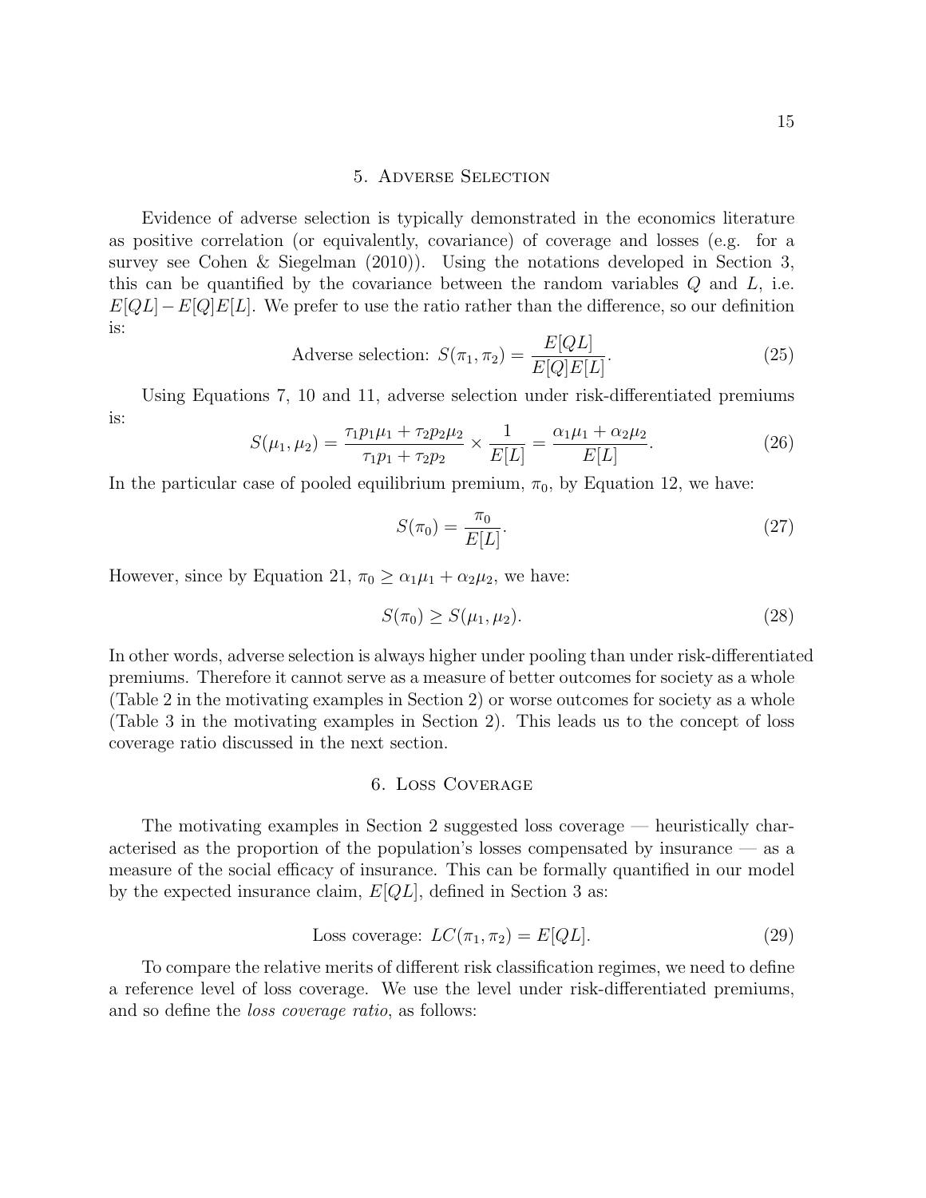## 5. Adverse Selection

Evidence of adverse selection is typically demonstrated in the economics literature as positive correlation (or equivalently, covariance) of coverage and losses (e.g. for a survey see Cohen & Siegelman (2010)). Using the notations developed in Section 3, this can be quantified by the covariance between the random variables $Q$ and $L$, i.e. $E[QL] - E[Q]E[L]$. We prefer to use the ratio rather than the difference, so our definition is:

$$\text{Adverse selection: } S(\pi_1, \pi_2) = \frac{E[QL]}{E[Q]E[L]}. \tag{25}$$

Using Equations 7, 10 and 11, adverse selection under risk-differentiated premiums is:

$$S(\mu_1, \mu_2) = \frac{\tau_1 p_1 \mu_1 + \tau_2 p_2 \mu_2}{\tau_1 p_1 + \tau_2 p_2} \times \frac{1}{E[L]} = \frac{\alpha_1 \mu_1 + \alpha_2 \mu_2}{E[L]}. \tag{26}$$

In the particular case of pooled equilibrium premium, $\pi_0$, by Equation 12, we have:

$$S(\pi_0) = \frac{\pi_0}{E[L]}. \tag{27}$$

However, since by Equation 21, $\pi_0 \geq \alpha_1 \mu_1 + \alpha_2 \mu_2$, we have:

$$S(\pi_0) \geq S(\mu_1, \mu_2). \tag{28}$$

In other words, adverse selection is always higher under pooling than under risk-differentiated premiums. Therefore it cannot serve as a measure of better outcomes for society as a whole (Table 2 in the motivating examples in Section 2) or worse outcomes for society as a whole (Table 3 in the motivating examples in Section 2). This leads us to the concept of loss coverage ratio discussed in the next section.

## 6. Loss Coverage

The motivating examples in Section 2 suggested loss coverage — heuristically characterised as the proportion of the population's losses compensated by insurance — as a measure of the social efficacy of insurance. This can be formally quantified in our model by the expected insurance claim, $E[QL]$, defined in Section 3 as:

$$\text{Loss coverage: } LC(\pi_1, \pi_2) = E[QL]. \tag{29}$$

To compare the relative merits of different risk classification regimes, we need to define a reference level of loss coverage. We use the level under risk-differentiated premiums, and so define the *loss coverage ratio*, as follows: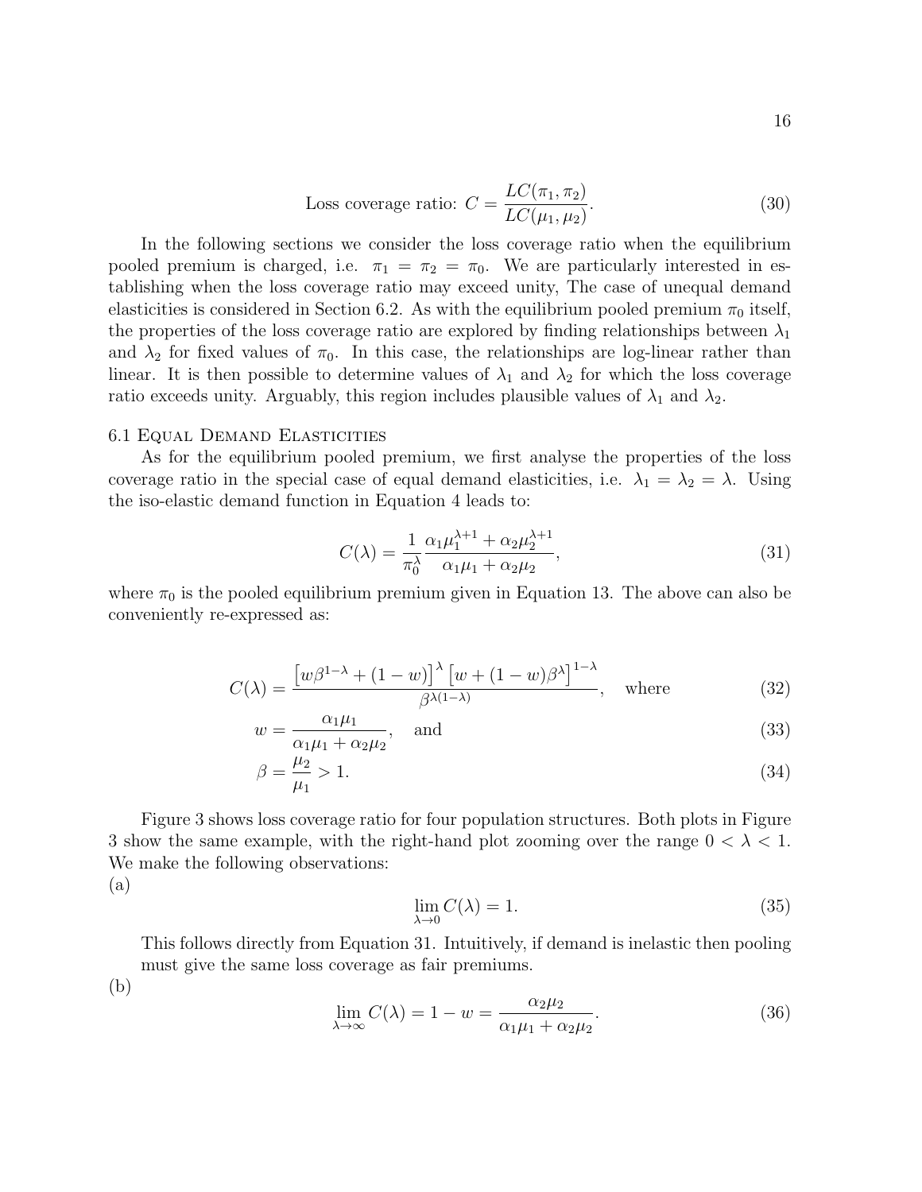$$\text{Loss coverage ratio: } C = \frac{LC(\pi_1, \pi_2)}{LC(\mu_1, \mu_2)}. \tag{30}$$

In the following sections we consider the loss coverage ratio when the equilibrium pooled premium is charged, i.e. $\pi_1 = \pi_2 = \pi_0$. We are particularly interested in establishing when the loss coverage ratio may exceed unity, The case of unequal demand elasticities is considered in Section 6.2. As with the equilibrium pooled premium $\pi_0$ itself, the properties of the loss coverage ratio are explored by finding relationships between $\lambda_1$ and $\lambda_2$ for fixed values of $\pi_0$. In this case, the relationships are log-linear rather than linear. It is then possible to determine values of $\lambda_1$ and $\lambda_2$ for which the loss coverage ratio exceeds unity. Arguably, this region includes plausible values of $\lambda_1$ and $\lambda_2$.

### 6.1 Equal Demand Elasticities

As for the equilibrium pooled premium, we first analyse the properties of the loss coverage ratio in the special case of equal demand elasticities, i.e. $\lambda_1 = \lambda_2 = \lambda$. Using the iso-elastic demand function in Equation 4 leads to:

$$C(\lambda) = \frac{1}{\pi_0^{\lambda}} \frac{\alpha_1 \mu_1^{\lambda+1} + \alpha_2 \mu_2^{\lambda+1}}{\alpha_1 \mu_1 + \alpha_2 \mu_2}, \tag{31}$$

where $\pi_0$ is the pooled equilibrium premium given in Equation 13. The above can also be conveniently re-expressed as:

$$C(\lambda) = \frac{\left[w\beta^{1-\lambda} + (1-w)\right]^{\lambda} \left[w + (1-w)\beta^{\lambda}\right]^{1-\lambda}}{\beta^{\lambda(1-\lambda)}}, \quad \text{where} \tag{32}$$

$$w = \frac{\alpha_1 \mu_1}{\alpha_1 \mu_1 + \alpha_2 \mu_2}, \quad \text{and} \tag{33}$$

$$\beta = \frac{\mu_2}{\mu_1} > 1. \tag{34}$$

Figure 3 shows loss coverage ratio for four population structures. Both plots in Figure 3 show the same example, with the right-hand plot zooming over the range $0 < \lambda < 1$. We make the following observations:

(a)

$$\lim_{\lambda \to 0} C(\lambda) = 1. \tag{35}$$

This follows directly from Equation 31. Intuitively, if demand is inelastic then pooling must give the same loss coverage as fair premiums.

(b)

$$\lim_{\lambda \to \infty} C(\lambda) = 1 - w = \frac{\alpha_2 \mu_2}{\alpha_1 \mu_1 + \alpha_2 \mu_2}. \tag{36}$$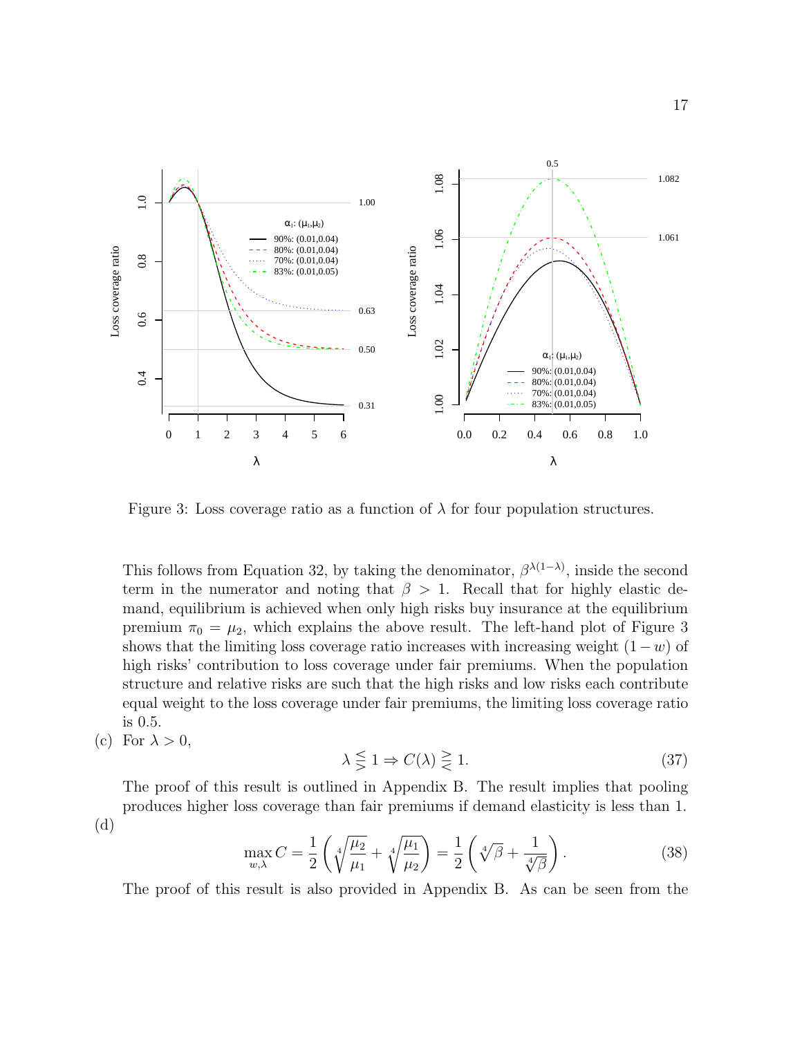Figure 3: Loss coverage ratio as a function of $\lambda$ for four population structures.

This follows from Equation 32, by taking the denominator, $\beta^{\lambda(1-\lambda)}$, inside the second term in the numerator and noting that $\beta > 1$. Recall that for highly elastic demand, equilibrium is achieved when only high risks buy insurance at the equilibrium premium $\pi_0 = \mu_2$, which explains the above result. The left-hand plot of Figure 3 shows that the limiting loss coverage ratio increases with increasing weight $(1-w)$ of high risks' contribution to loss coverage under fair premiums. When the population structure and relative risks are such that the high risks and low risks each contribute equal weight to the loss coverage under fair premiums, the limiting loss coverage ratio is 0.5.

(c) For $\lambda > 0$,

$$\lambda \lesseqqgtr 1 \Rightarrow C(\lambda) \gtreqqless 1. \tag{37}$$

The proof of this result is outlined in Appendix B. The result implies that pooling produces higher loss coverage than fair premiums if demand elasticity is less than 1.

(d)

$$\max_{w,\lambda} C = \frac{1}{2}\left(\sqrt[4]{\frac{\mu_2}{\mu_1}} + \sqrt[4]{\frac{\mu_1}{\mu_2}}\right) = \frac{1}{2}\left(\sqrt[4]{\beta} + \frac{1}{\sqrt[4]{\beta}}\right). \tag{38}$$

The proof of this result is also provided in Appendix B. As can be seen from the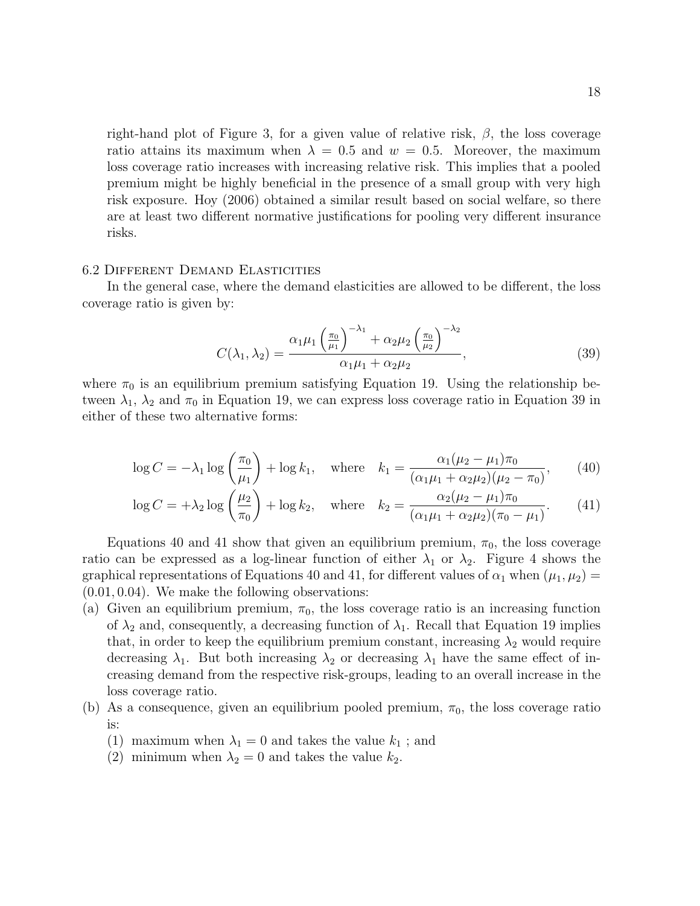right-hand plot of Figure 3, for a given value of relative risk, $\beta$, the loss coverage ratio attains its maximum when $\lambda = 0.5$ and $w = 0.5$. Moreover, the maximum loss coverage ratio increases with increasing relative risk. This implies that a pooled premium might be highly beneficial in the presence of a small group with very high risk exposure. Hoy (2006) obtained a similar result based on social welfare, so there are at least two different normative justifications for pooling very different insurance risks.

### 6.2 Different Demand Elasticities

In the general case, where the demand elasticities are allowed to be different, the loss coverage ratio is given by:

$$C(\lambda_1, \lambda_2) = \frac{\alpha_1 \mu_1 \left(\frac{\pi_0}{\mu_1}\right)^{-\lambda_1} + \alpha_2 \mu_2 \left(\frac{\pi_0}{\mu_2}\right)^{-\lambda_2}}{\alpha_1 \mu_1 + \alpha_2 \mu_2}, \tag{39}$$

where $\pi_0$ is an equilibrium premium satisfying Equation 19. Using the relationship between $\lambda_1$, $\lambda_2$ and $\pi_0$ in Equation 19, we can express loss coverage ratio in Equation 39 in either of these two alternative forms:

$$\log C = -\lambda_1 \log\left(\frac{\pi_0}{\mu_1}\right) + \log k_1, \quad \text{where} \quad k_1 = \frac{\alpha_1(\mu_2 - \mu_1)\pi_0}{(\alpha_1\mu_1 + \alpha_2\mu_2)(\mu_2 - \pi_0)}, \tag{40}$$

$$\log C = +\lambda_2 \log\left(\frac{\mu_2}{\pi_0}\right) + \log k_2, \quad \text{where} \quad k_2 = \frac{\alpha_2(\mu_2 - \mu_1)\pi_0}{(\alpha_1\mu_1 + \alpha_2\mu_2)(\pi_0 - \mu_1)}. \tag{41}$$

Equations 40 and 41 show that given an equilibrium premium, $\pi_0$, the loss coverage ratio can be expressed as a log-linear function of either $\lambda_1$ or $\lambda_2$. Figure 4 shows the graphical representations of Equations 40 and 41, for different values of $\alpha_1$ when $(\mu_1, \mu_2) = (0.01, 0.04)$. We make the following observations:

(a) Given an equilibrium premium, $\pi_0$, the loss coverage ratio is an increasing function of $\lambda_2$ and, consequently, a decreasing function of $\lambda_1$. Recall that Equation 19 implies that, in order to keep the equilibrium premium constant, increasing $\lambda_2$ would require decreasing $\lambda_1$. But both increasing $\lambda_2$ or decreasing $\lambda_1$ have the same effect of increasing demand from the respective risk-groups, leading to an overall increase in the loss coverage ratio.

(b) As a consequence, given an equilibrium pooled premium, $\pi_0$, the loss coverage ratio is:
   1. maximum when $\lambda_1 = 0$ and takes the value $k_1$ ; and
   2. minimum when $\lambda_2 = 0$ and takes the value $k_2$.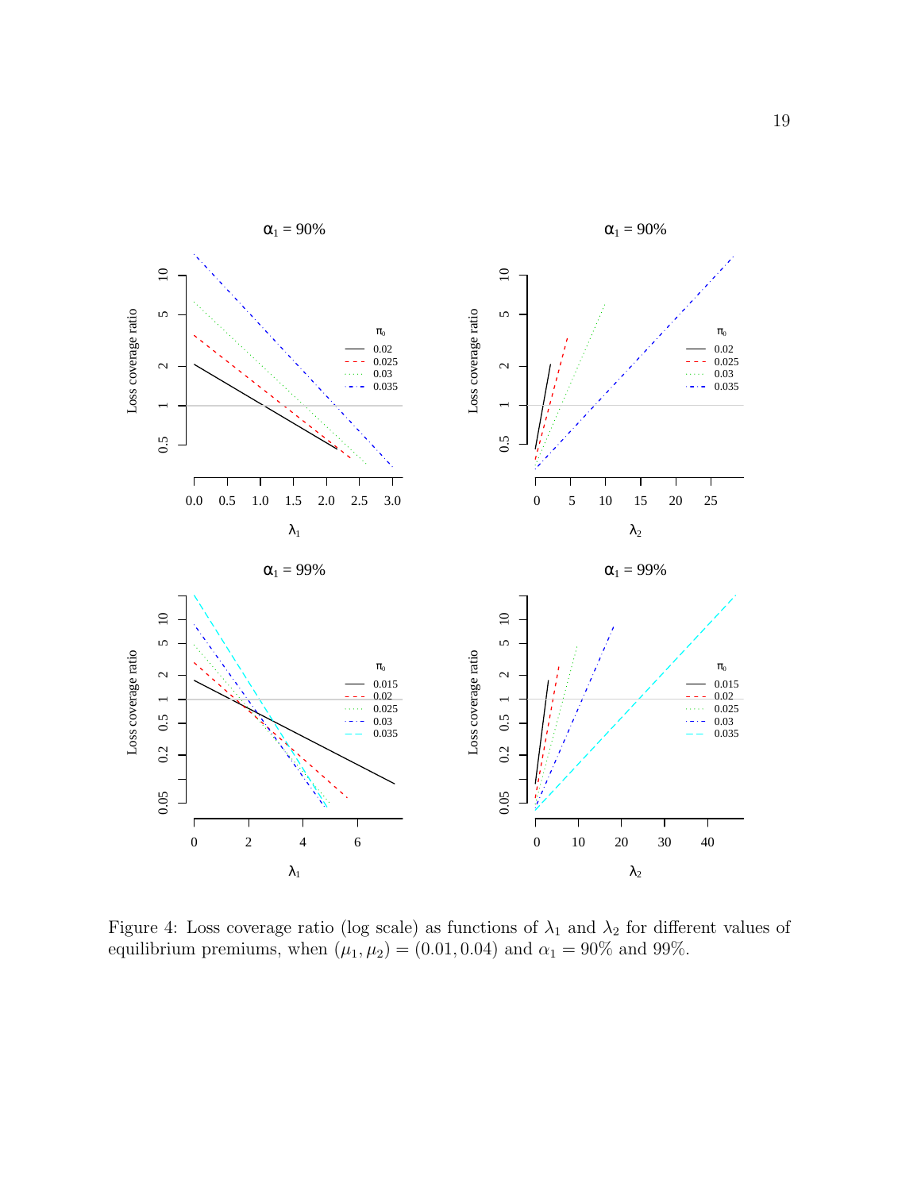Figure 4: Loss coverage ratio (log scale) as functions of $\lambda_1$ and $\lambda_2$ for different values of equilibrium premiums, when $(\mu_1, \mu_2) = (0.01, 0.04)$ and $\alpha_1 = 90\%$ and $99\%$.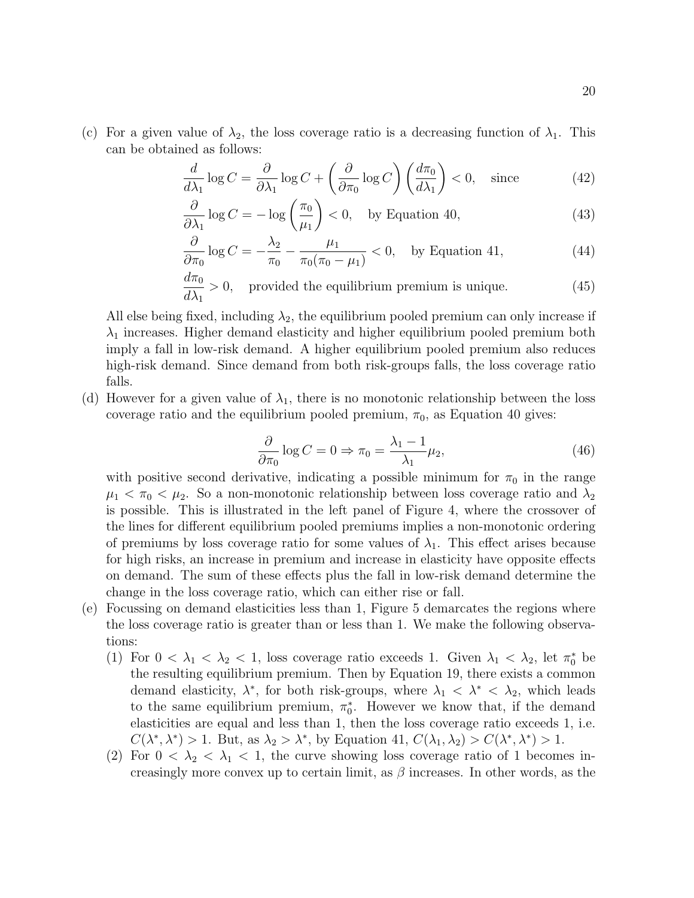(c) For a given value of $\lambda_2$, the loss coverage ratio is a decreasing function of $\lambda_1$. This can be obtained as follows:

$$\frac{d}{d\lambda_1}\log C = \frac{\partial}{\partial\lambda_1}\log C + \left(\frac{\partial}{\partial\pi_0}\log C\right)\left(\frac{d\pi_0}{d\lambda_1}\right) < 0, \quad \text{since} \tag{42}$$

$$\frac{\partial}{\partial\lambda_1}\log C = -\log\left(\frac{\pi_0}{\mu_1}\right) < 0, \quad \text{by Equation 40,} \tag{43}$$

$$\frac{\partial}{\partial\pi_0}\log C = -\frac{\lambda_2}{\pi_0} - \frac{\mu_1}{\pi_0(\pi_0-\mu_1)} < 0, \quad \text{by Equation 41,} \tag{44}$$

$$\frac{d\pi_0}{d\lambda_1} > 0, \quad \text{provided the equilibrium premium is unique.} \tag{45}$$

All else being fixed, including $\lambda_2$, the equilibrium pooled premium can only increase if $\lambda_1$ increases. Higher demand elasticity and higher equilibrium pooled premium both imply a fall in low-risk demand. A higher equilibrium pooled premium also reduces high-risk demand. Since demand from both risk-groups falls, the loss coverage ratio falls.

(d) However for a given value of $\lambda_1$, there is no monotonic relationship between the loss coverage ratio and the equilibrium pooled premium, $\pi_0$, as Equation 40 gives:

$$\frac{\partial}{\partial\pi_0}\log C = 0 \Rightarrow \pi_0 = \frac{\lambda_1 - 1}{\lambda_1}\mu_2, \tag{46}$$

with positive second derivative, indicating a possible minimum for $\pi_0$ in the range $\mu_1 < \pi_0 < \mu_2$. So a non-monotonic relationship between loss coverage ratio and $\lambda_2$ is possible. This is illustrated in the left panel of Figure 4, where the crossover of the lines for different equilibrium pooled premiums implies a non-monotonic ordering of premiums by loss coverage ratio for some values of $\lambda_1$. This effect arises because for high risks, an increase in premium and increase in elasticity have opposite effects on demand. The sum of these effects plus the fall in low-risk demand determine the change in the loss coverage ratio, which can either rise or fall.

(e) Focussing on demand elasticities less than 1, Figure 5 demarcates the regions where the loss coverage ratio is greater than or less than 1. We make the following observations:

(1) For $0 < \lambda_1 < \lambda_2 < 1$, loss coverage ratio exceeds 1. Given $\lambda_1 < \lambda_2$, let $\pi_0^*$ be the resulting equilibrium premium. Then by Equation 19, there exists a common demand elasticity, $\lambda^*$, for both risk-groups, where $\lambda_1 < \lambda^* < \lambda_2$, which leads to the same equilibrium premium, $\pi_0^*$. However we know that, if the demand elasticities are equal and less than 1, then the loss coverage ratio exceeds 1, i.e. $C(\lambda^*, \lambda^*) > 1$. But, as $\lambda_2 > \lambda^*$, by Equation 41, $C(\lambda_1, \lambda_2) > C(\lambda^*, \lambda^*) > 1$.

(2) For $0 < \lambda_2 < \lambda_1 < 1$, the curve showing loss coverage ratio of 1 becomes increasingly more convex up to certain limit, as $\beta$ increases. In other words, as the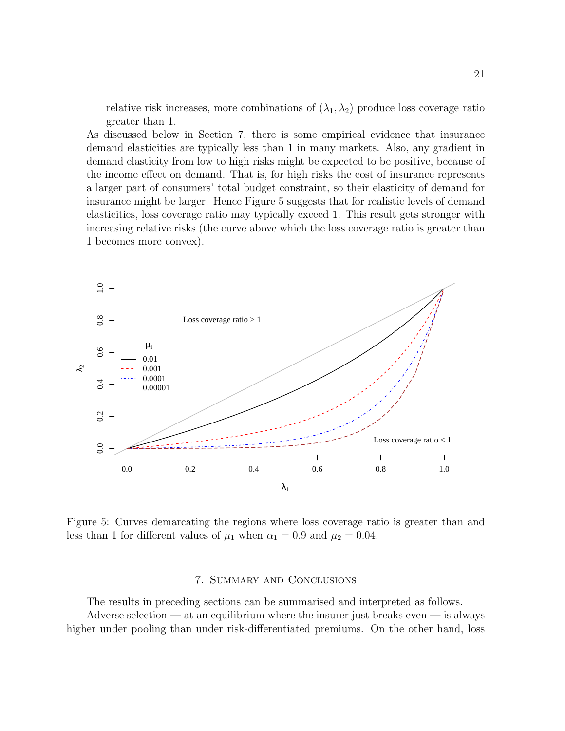relative risk increases, more combinations of $(\lambda_1, \lambda_2)$ produce loss coverage ratio greater than 1.

As discussed below in Section 7, there is some empirical evidence that insurance demand elasticities are typically less than 1 in many markets. Also, any gradient in demand elasticity from low to high risks might be expected to be positive, because of the income effect on demand. That is, for high risks the cost of insurance represents a larger part of consumers' total budget constraint, so their elasticity of demand for insurance might be larger. Hence Figure 5 suggests that for realistic levels of demand elasticities, loss coverage ratio may typically exceed 1. This result gets stronger with increasing relative risks (the curve above which the loss coverage ratio is greater than 1 becomes more convex).

Figure 5: Curves demarcating the regions where loss coverage ratio is greater than and less than 1 for different values of $\mu_1$ when $\alpha_1 = 0.9$ and $\mu_2 = 0.04$.

## 7. Summary and Conclusions

The results in preceding sections can be summarised and interpreted as follows.

Adverse selection — at an equilibrium where the insurer just breaks even — is always higher under pooling than under risk-differentiated premiums. On the other hand, loss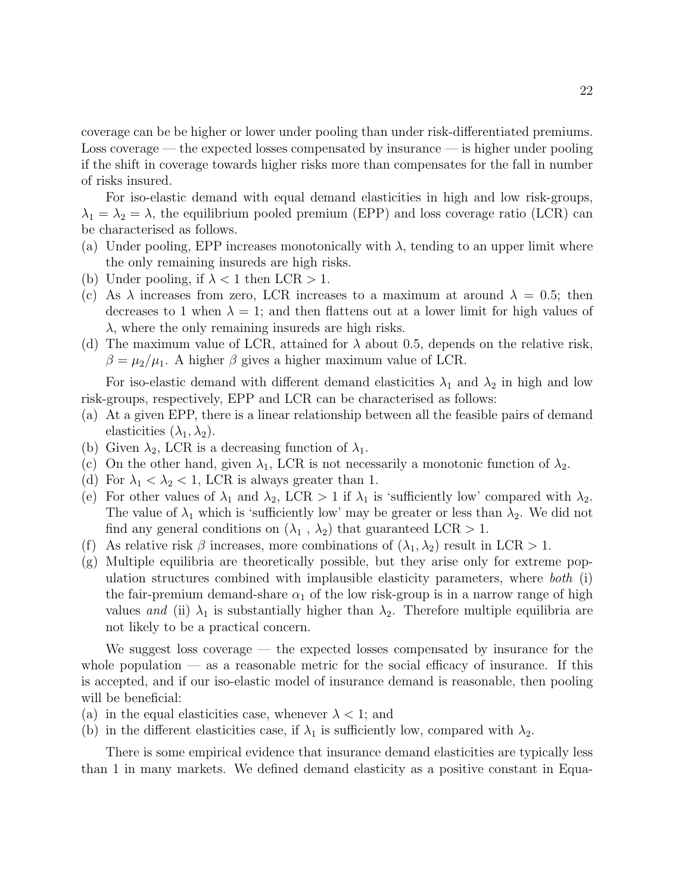coverage can be be higher or lower under pooling than under risk-differentiated premiums. Loss coverage — the expected losses compensated by insurance — is higher under pooling if the shift in coverage towards higher risks more than compensates for the fall in number of risks insured.

For iso-elastic demand with equal demand elasticities in high and low risk-groups, $\lambda_1 = \lambda_2 = \lambda$, the equilibrium pooled premium (EPP) and loss coverage ratio (LCR) can be characterised as follows.

(a) Under pooling, EPP increases monotonically with $\lambda$, tending to an upper limit where the only remaining insureds are high risks.
(b) Under pooling, if $\lambda < 1$ then LCR $> 1$.
(c) As $\lambda$ increases from zero, LCR increases to a maximum at around $\lambda = 0.5$; then decreases to 1 when $\lambda = 1$; and then flattens out at a lower limit for high values of $\lambda$, where the only remaining insureds are high risks.
(d) The maximum value of LCR, attained for $\lambda$ about 0.5, depends on the relative risk, $\beta = \mu_2/\mu_1$. A higher $\beta$ gives a higher maximum value of LCR.

For iso-elastic demand with different demand elasticities $\lambda_1$ and $\lambda_2$ in high and low risk-groups, respectively, EPP and LCR can be characterised as follows:

(a) At a given EPP, there is a linear relationship between all the feasible pairs of demand elasticities $(\lambda_1, \lambda_2)$.
(b) Given $\lambda_2$, LCR is a decreasing function of $\lambda_1$.
(c) On the other hand, given $\lambda_1$, LCR is not necessarily a monotonic function of $\lambda_2$.
(d) For $\lambda_1 < \lambda_2 < 1$, LCR is always greater than 1.
(e) For other values of $\lambda_1$ and $\lambda_2$, LCR $> 1$ if $\lambda_1$ is 'sufficiently low' compared with $\lambda_2$. The value of $\lambda_1$ which is 'sufficiently low' may be greater or less than $\lambda_2$. We did not find any general conditions on $(\lambda_1 , \lambda_2)$ that guaranteed LCR $> 1$.
(f) As relative risk $\beta$ increases, more combinations of $(\lambda_1, \lambda_2)$ result in LCR $> 1$.
(g) Multiple equilibria are theoretically possible, but they arise only for extreme population structures combined with implausible elasticity parameters, where *both* (i) the fair-premium demand-share $\alpha_1$ of the low risk-group is in a narrow range of high values *and* (ii) $\lambda_1$ is substantially higher than $\lambda_2$. Therefore multiple equilibria are not likely to be a practical concern.

We suggest loss coverage — the expected losses compensated by insurance for the whole population — as a reasonable metric for the social efficacy of insurance. If this is accepted, and if our iso-elastic model of insurance demand is reasonable, then pooling will be beneficial:

(a) in the equal elasticities case, whenever $\lambda < 1$; and
(b) in the different elasticities case, if $\lambda_1$ is sufficiently low, compared with $\lambda_2$.

There is some empirical evidence that insurance demand elasticities are typically less than 1 in many markets. We defined demand elasticity as a positive constant in Equa-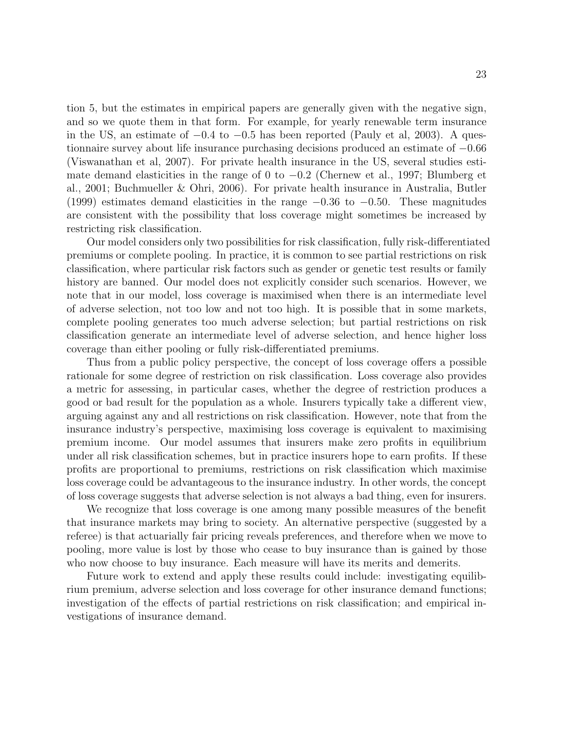tion 5, but the estimates in empirical papers are generally given with the negative sign, and so we quote them in that form. For example, for yearly renewable term insurance in the US, an estimate of $-0.4$ to $-0.5$ has been reported (Pauly et al, 2003). A questionnaire survey about life insurance purchasing decisions produced an estimate of $-0.66$ (Viswanathan et al, 2007). For private health insurance in the US, several studies estimate demand elasticities in the range of 0 to $-0.2$ (Chernew et al., 1997; Blumberg et al., 2001; Buchmueller & Ohri, 2006). For private health insurance in Australia, Butler (1999) estimates demand elasticities in the range $-0.36$ to $-0.50$. These magnitudes are consistent with the possibility that loss coverage might sometimes be increased by restricting risk classification.

Our model considers only two possibilities for risk classification, fully risk-differentiated premiums or complete pooling. In practice, it is common to see partial restrictions on risk classification, where particular risk factors such as gender or genetic test results or family history are banned. Our model does not explicitly consider such scenarios. However, we note that in our model, loss coverage is maximised when there is an intermediate level of adverse selection, not too low and not too high. It is possible that in some markets, complete pooling generates too much adverse selection; but partial restrictions on risk classification generate an intermediate level of adverse selection, and hence higher loss coverage than either pooling or fully risk-differentiated premiums.

Thus from a public policy perspective, the concept of loss coverage offers a possible rationale for some degree of restriction on risk classification. Loss coverage also provides a metric for assessing, in particular cases, whether the degree of restriction produces a good or bad result for the population as a whole. Insurers typically take a different view, arguing against any and all restrictions on risk classification. However, note that from the insurance industry's perspective, maximising loss coverage is equivalent to maximising premium income. Our model assumes that insurers make zero profits in equilibrium under all risk classification schemes, but in practice insurers hope to earn profits. If these profits are proportional to premiums, restrictions on risk classification which maximise loss coverage could be advantageous to the insurance industry. In other words, the concept of loss coverage suggests that adverse selection is not always a bad thing, even for insurers.

We recognize that loss coverage is one among many possible measures of the benefit that insurance markets may bring to society. An alternative perspective (suggested by a referee) is that actuarially fair pricing reveals preferences, and therefore when we move to pooling, more value is lost by those who cease to buy insurance than is gained by those who now choose to buy insurance. Each measure will have its merits and demerits.

Future work to extend and apply these results could include: investigating equilibrium premium, adverse selection and loss coverage for other insurance demand functions; investigation of the effects of partial restrictions on risk classification; and empirical investigations of insurance demand.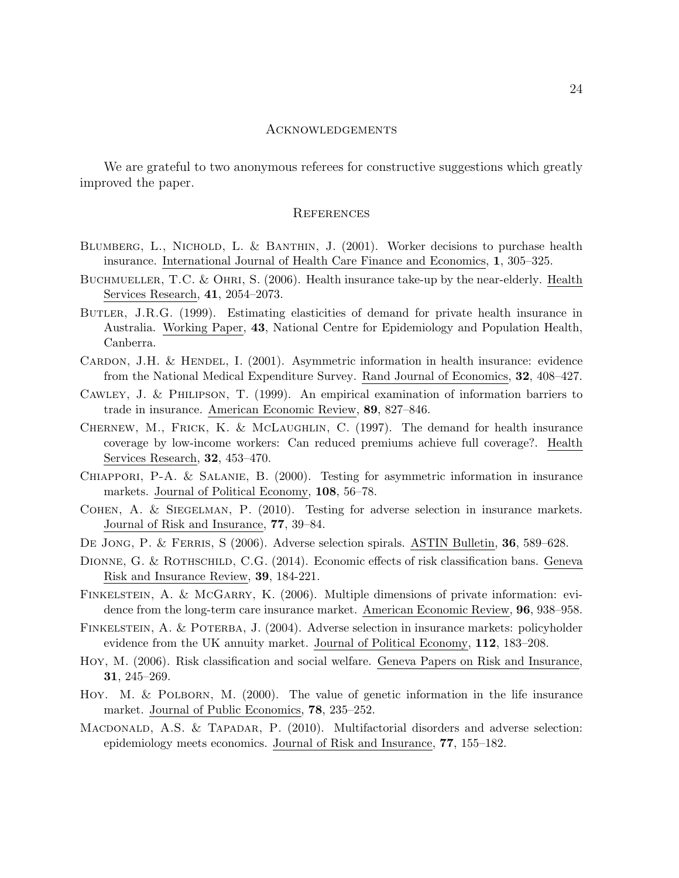## Acknowledgements

We are grateful to two anonymous referees for constructive suggestions which greatly improved the paper.

## References

Blumberg, L., Nichold, L. & Banthin, J. (2001). Worker decisions to purchase health insurance. International Journal of Health Care Finance and Economics, **1**, 305–325.

Buchmueller, T.C. & Ohri, S. (2006). Health insurance take-up by the near-elderly. Health Services Research, **41**, 2054–2073.

Butler, J.R.G. (1999). Estimating elasticities of demand for private health insurance in Australia. Working Paper, **43**, National Centre for Epidemiology and Population Health, Canberra.

Cardon, J.H. & Hendel, I. (2001). Asymmetric information in health insurance: evidence from the National Medical Expenditure Survey. Rand Journal of Economics, **32**, 408–427.

Cawley, J. & Philipson, T. (1999). An empirical examination of information barriers to trade in insurance. American Economic Review, **89**, 827–846.

Chernew, M., Frick, K. & McLaughlin, C. (1997). The demand for health insurance coverage by low-income workers: Can reduced premiums achieve full coverage?. Health Services Research, **32**, 453–470.

Chiappori, P-A. & Salanie, B. (2000). Testing for asymmetric information in insurance markets. Journal of Political Economy, **108**, 56–78.

Cohen, A. & Siegelman, P. (2010). Testing for adverse selection in insurance markets. Journal of Risk and Insurance, **77**, 39–84.

De Jong, P. & Ferris, S (2006). Adverse selection spirals. ASTIN Bulletin, **36**, 589–628.

Dionne, G. & Rothschild, C.G. (2014). Economic effects of risk classification bans. Geneva Risk and Insurance Review, **39**, 184-221.

Finkelstein, A. & McGarry, K. (2006). Multiple dimensions of private information: evidence from the long-term care insurance market. American Economic Review, **96**, 938–958.

Finkelstein, A. & Poterba, J. (2004). Adverse selection in insurance markets: policyholder evidence from the UK annuity market. Journal of Political Economy, **112**, 183–208.

Hoy, M. (2006). Risk classification and social welfare. Geneva Papers on Risk and Insurance, **31**, 245–269.

Hoy. M. & Polborn, M. (2000). The value of genetic information in the life insurance market. Journal of Public Economics, **78**, 235–252.

Macdonald, A.S. & Tapadar, P. (2010). Multifactorial disorders and adverse selection: epidemiology meets economics. Journal of Risk and Insurance, **77**, 155–182.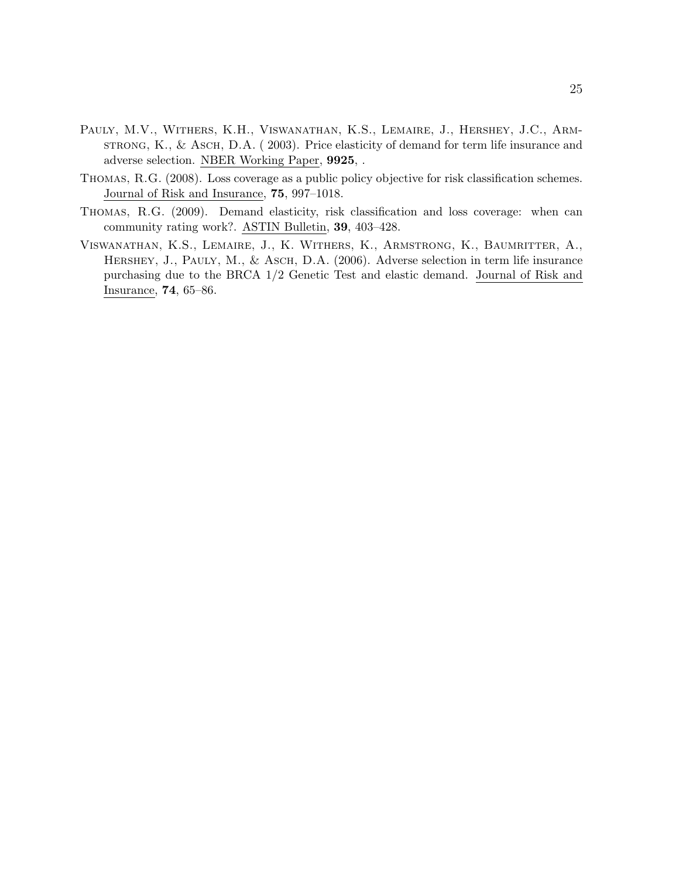Pauly, M.V., Withers, K.H., Viswanathan, K.S., Lemaire, J., Hershey, J.C., Armstrong, K., & Asch, D.A. ( 2003). Price elasticity of demand for term life insurance and adverse selection. NBER Working Paper, **9925**, .

Thomas, R.G. (2008). Loss coverage as a public policy objective for risk classification schemes. Journal of Risk and Insurance, **75**, 997–1018.

Thomas, R.G. (2009). Demand elasticity, risk classification and loss coverage: when can community rating work?. ASTIN Bulletin, **39**, 403–428.

Viswanathan, K.S., Lemaire, J., K. Withers, K., Armstrong, K., Baumritter, A., Hershey, J., Pauly, M., & Asch, D.A. (2006). Adverse selection in term life insurance purchasing due to the BRCA 1/2 Genetic Test and elastic demand. Journal of Risk and Insurance, **74**, 65–86.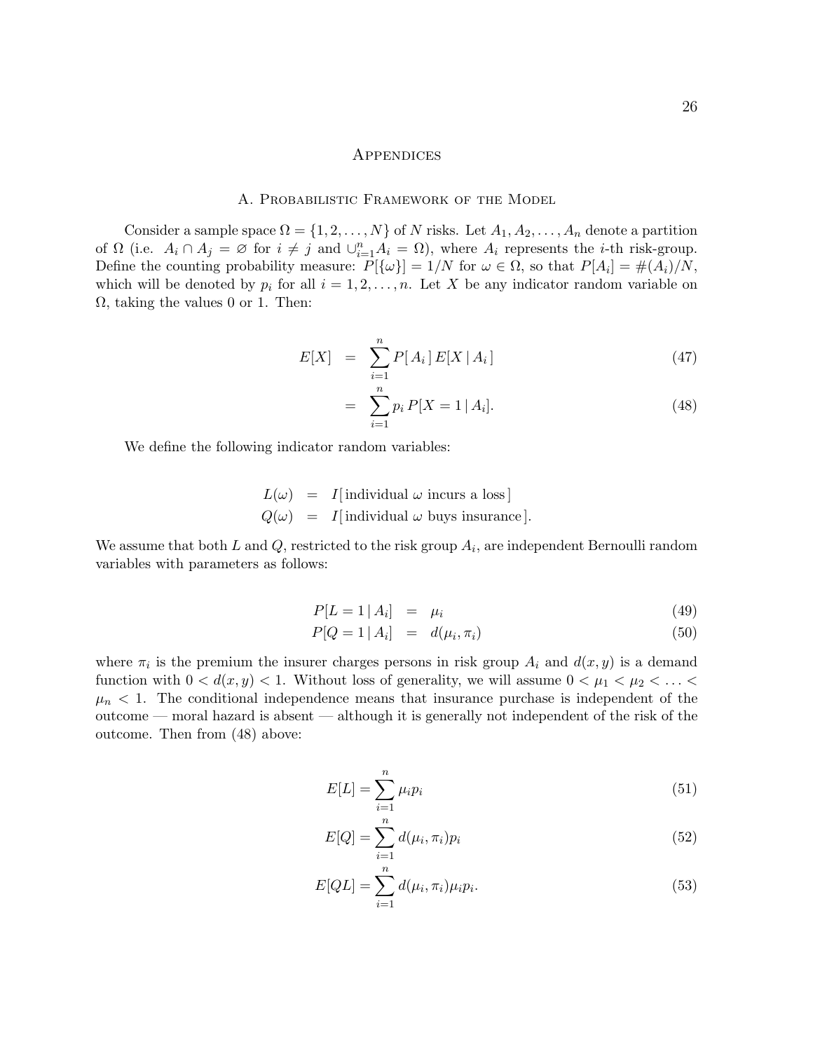# Appendices

## A. Probabilistic Framework of the Model

Consider a sample space $\Omega = \{1, 2, \ldots, N\}$ of $N$ risks. Let $A_1, A_2, \ldots, A_n$ denote a partition of $\Omega$ (i.e. $A_i \cap A_j = \varnothing$ for $i \neq j$ and $\cup_{i=1}^{n} A_i = \Omega$), where $A_i$ represents the $i$-th risk-group. Define the counting probability measure: $P[\{\omega\}] = 1/N$ for $\omega \in \Omega$, so that $P[A_i] = \#(A_i)/N$, which will be denoted by $p_i$ for all $i = 1, 2, \ldots, n$. Let $X$ be any indicator random variable on $\Omega$, taking the values 0 or 1. Then:

$$
\begin{aligned}
E[X] &= \sum_{i=1}^{n} P[\,A_i\,]\, E[X \,|\, A_i\,] &\quad (47)\\
&= \sum_{i=1}^{n} p_i\, P[X = 1 \,|\, A_i]. &\quad (48)
\end{aligned}
$$

We define the following indicator random variables:

$$
\begin{aligned}
L(\omega) &= I[\,\text{individual } \omega \text{ incurs a loss}\,]\\
Q(\omega) &= I[\,\text{individual } \omega \text{ buys insurance}\,].
\end{aligned}
$$

We assume that both $L$ and $Q$, restricted to the risk group $A_i$, are independent Bernoulli random variables with parameters as follows:

$$
\begin{aligned}
P[L = 1 \,|\, A_i] &= \mu_i &\quad (49)\\
P[Q = 1 \,|\, A_i] &= d(\mu_i, \pi_i) &\quad (50)
\end{aligned}
$$

where $\pi_i$ is the premium the insurer charges persons in risk group $A_i$ and $d(x, y)$ is a demand function with $0 < d(x, y) < 1$. Without loss of generality, we will assume $0 < \mu_1 < \mu_2 < \ldots < \mu_n < 1$. The conditional independence means that insurance purchase is independent of the outcome — moral hazard is absent — although it is generally not independent of the risk of the outcome. Then from (48) above:

$$
E[L] = \sum_{i=1}^{n} \mu_i p_i \quad (51)
$$

$$
E[Q] = \sum_{i=1}^{n} d(\mu_i, \pi_i) p_i \quad (52)
$$

$$
E[QL] = \sum_{i=1}^{n} d(\mu_i, \pi_i) \mu_i p_i. \quad (53)
$$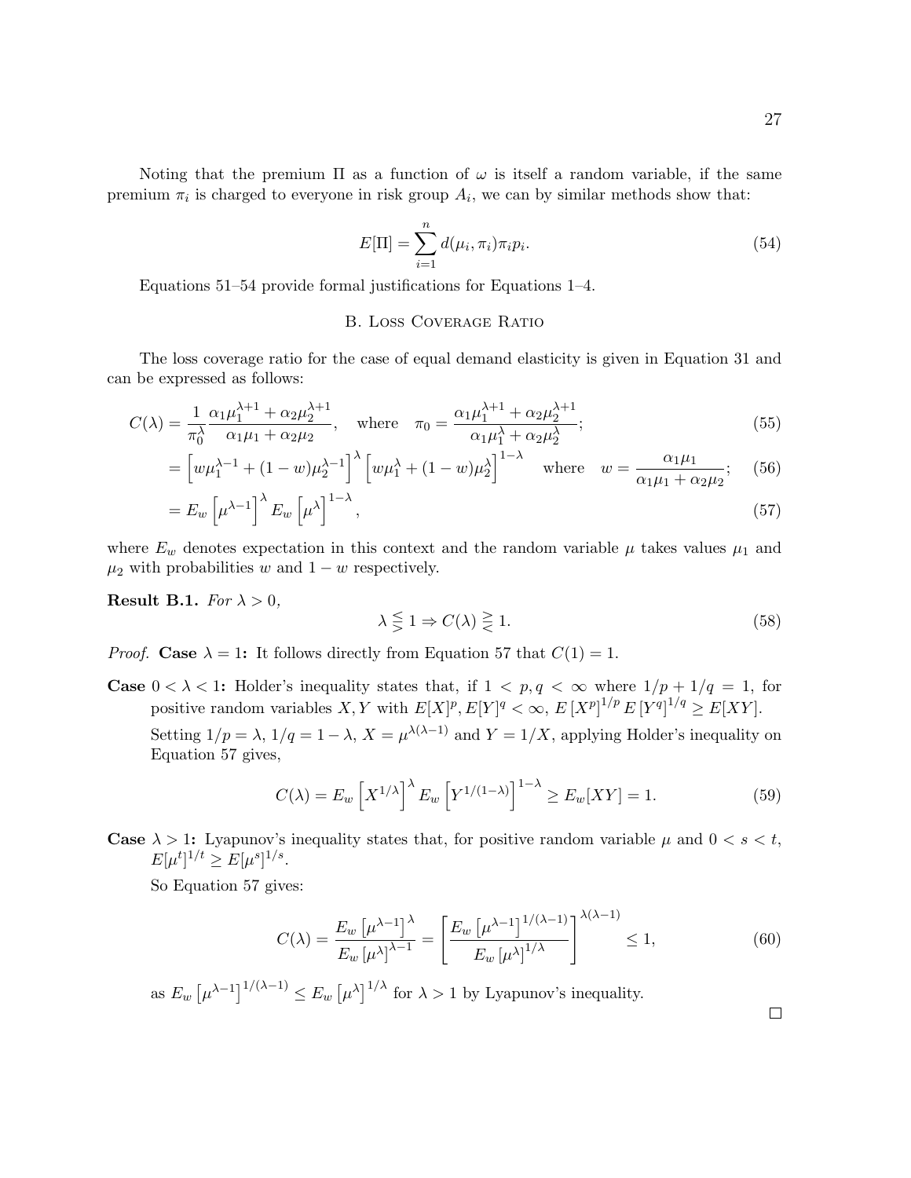Noting that the premium $\Pi$ as a function of $\omega$ is itself a random variable, if the same premium $\pi_i$ is charged to everyone in risk group $A_i$, we can by similar methods show that:

$$E[\Pi] = \sum_{i=1}^{n} d(\mu_i, \pi_i)\pi_i p_i. \tag{54}$$

Equations 51–54 provide formal justifications for Equations 1–4.

## B. Loss Coverage Ratio

The loss coverage ratio for the case of equal demand elasticity is given in Equation 31 and can be expressed as follows:

$$C(\lambda) = \frac{1}{\pi_0^{\lambda}} \frac{\alpha_1\mu_1^{\lambda+1} + \alpha_2\mu_2^{\lambda+1}}{\alpha_1\mu_1 + \alpha_2\mu_2}, \quad \text{where} \quad \pi_0 = \frac{\alpha_1\mu_1^{\lambda+1} + \alpha_2\mu_2^{\lambda+1}}{\alpha_1\mu_1^{\lambda} + \alpha_2\mu_2^{\lambda}}; \tag{55}$$

$$= \left[w\mu_1^{\lambda-1} + (1-w)\mu_2^{\lambda-1}\right]^{\lambda} \left[w\mu_1^{\lambda} + (1-w)\mu_2^{\lambda}\right]^{1-\lambda} \quad \text{where} \quad w = \frac{\alpha_1\mu_1}{\alpha_1\mu_1 + \alpha_2\mu_2}; \tag{56}$$

$$= E_w\left[\mu^{\lambda-1}\right]^{\lambda} E_w\left[\mu^{\lambda}\right]^{1-\lambda}, \tag{57}$$

where $E_w$ denotes expectation in this context and the random variable $\mu$ takes values $\mu_1$ and $\mu_2$ with probabilities $w$ and $1-w$ respectively.

**Result B.1.** *For $\lambda > 0$,*

$$\lambda \lesseqgtr 1 \Rightarrow C(\lambda) \gtreqless 1. \tag{58}$$

*Proof.* **Case $\lambda = 1$:** It follows directly from Equation 57 that $C(1) = 1$.

**Case $0 < \lambda < 1$:** Holder's inequality states that, if $1 < p, q < \infty$ where $1/p + 1/q = 1$, for positive random variables $X, Y$ with $E[X]^p, E[Y]^q < \infty$, $E\left[X^p\right]^{1/p} E\left[Y^q\right]^{1/q} \geq E[XY]$.

Setting $1/p = \lambda$, $1/q = 1-\lambda$, $X = \mu^{\lambda(\lambda-1)}$ and $Y = 1/X$, applying Holder's inequality on Equation 57 gives,

$$C(\lambda) = E_w\left[X^{1/\lambda}\right]^{\lambda} E_w\left[Y^{1/(1-\lambda)}\right]^{1-\lambda} \geq E_w[XY] = 1. \tag{59}$$

**Case $\lambda > 1$:** Lyapunov's inequality states that, for positive random variable $\mu$ and $0 < s < t$, $E[\mu^t]^{1/t} \geq E[\mu^s]^{1/s}$.

So Equation 57 gives:

$$C(\lambda) = \frac{E_w\left[\mu^{\lambda-1}\right]^{\lambda}}{E_w\left[\mu^{\lambda}\right]^{\lambda-1}} = \left[\frac{E_w\left[\mu^{\lambda-1}\right]^{1/(\lambda-1)}}{E_w\left[\mu^{\lambda}\right]^{1/\lambda}}\right]^{\lambda(\lambda-1)} \leq 1, \tag{60}$$

as $E_w\left[\mu^{\lambda-1}\right]^{1/(\lambda-1)} \leq E_w\left[\mu^{\lambda}\right]^{1/\lambda}$ for $\lambda > 1$ by Lyapunov's inequality.

$\square$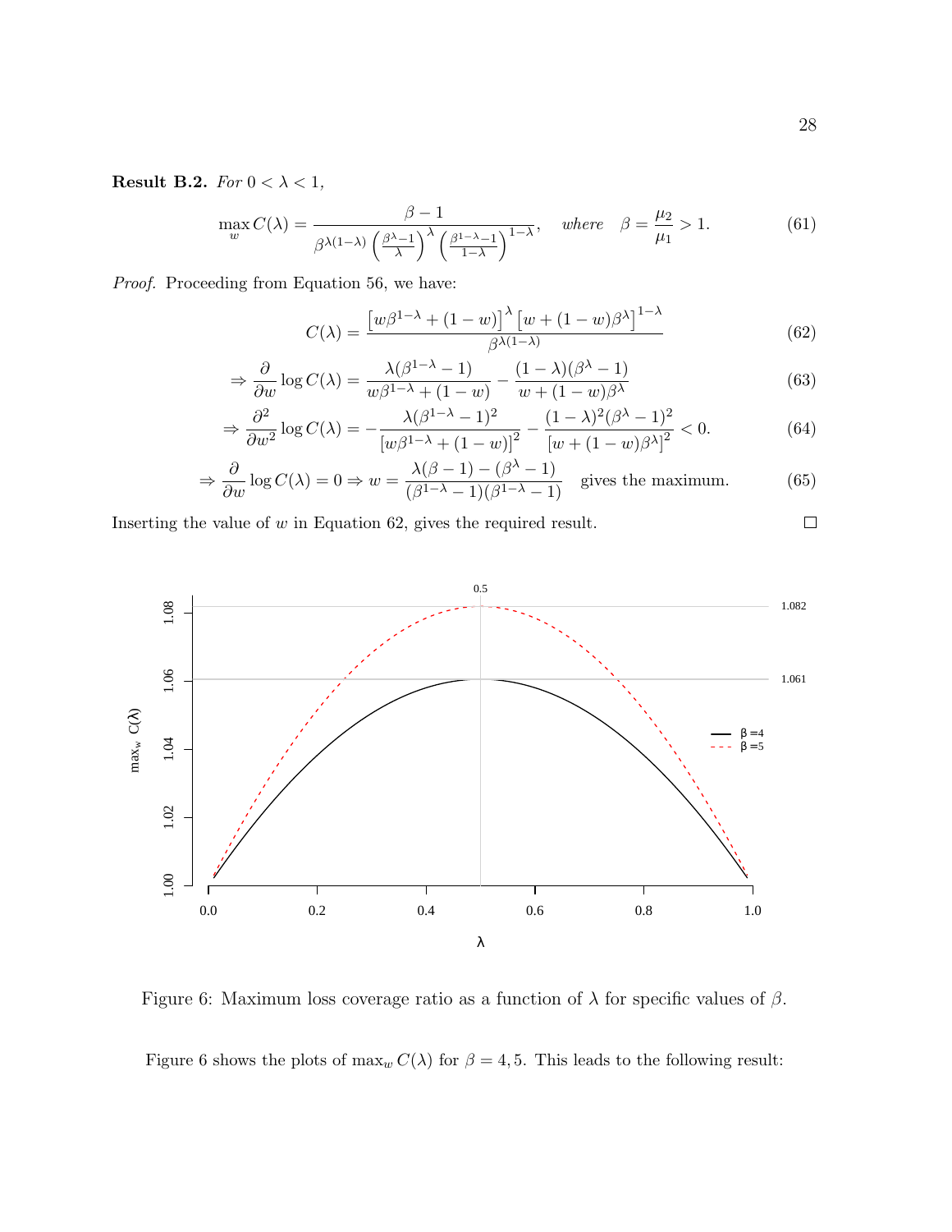**Result B.2.** *For* $0 < \lambda < 1$*,*

$$\max_w C(\lambda) = \frac{\beta - 1}{\beta^{\lambda(1-\lambda)} \left(\frac{\beta^{\lambda}-1}{\lambda}\right)^{\lambda} \left(\frac{\beta^{1-\lambda}-1}{1-\lambda}\right)^{1-\lambda}}, \quad \textit{where} \quad \beta = \frac{\mu_2}{\mu_1} > 1. \tag{61}$$

*Proof.* Proceeding from Equation 56, we have:

$$C(\lambda) = \frac{\left[w\beta^{1-\lambda} + (1-w)\right]^{\lambda} \left[w + (1-w)\beta^{\lambda}\right]^{1-\lambda}}{\beta^{\lambda(1-\lambda)}} \tag{62}$$

$$\Rightarrow \frac{\partial}{\partial w} \log C(\lambda) = \frac{\lambda(\beta^{1-\lambda} - 1)}{w\beta^{1-\lambda} + (1-w)} - \frac{(1-\lambda)(\beta^{\lambda} - 1)}{w + (1-w)\beta^{\lambda}} \tag{63}$$

$$\Rightarrow \frac{\partial^2}{\partial w^2} \log C(\lambda) = -\frac{\lambda(\beta^{1-\lambda} - 1)^2}{\left[w\beta^{1-\lambda} + (1-w)\right]^2} - \frac{(1-\lambda)^2(\beta^{\lambda} - 1)^2}{\left[w + (1-w)\beta^{\lambda}\right]^2} < 0. \tag{64}$$

$$\Rightarrow \frac{\partial}{\partial w} \log C(\lambda) = 0 \Rightarrow w = \frac{\lambda(\beta - 1) - (\beta^{\lambda} - 1)}{(\beta^{1-\lambda} - 1)(\beta^{1-\lambda} - 1)} \quad \text{gives the maximum.} \tag{65}$$

Inserting the value of $w$ in Equation 62, gives the required result. □

Figure 6: Maximum loss coverage ratio as a function of $\lambda$ for specific values of $\beta$.

Figure 6 shows the plots of $\max_w C(\lambda)$ for $\beta = 4, 5$. This leads to the following result: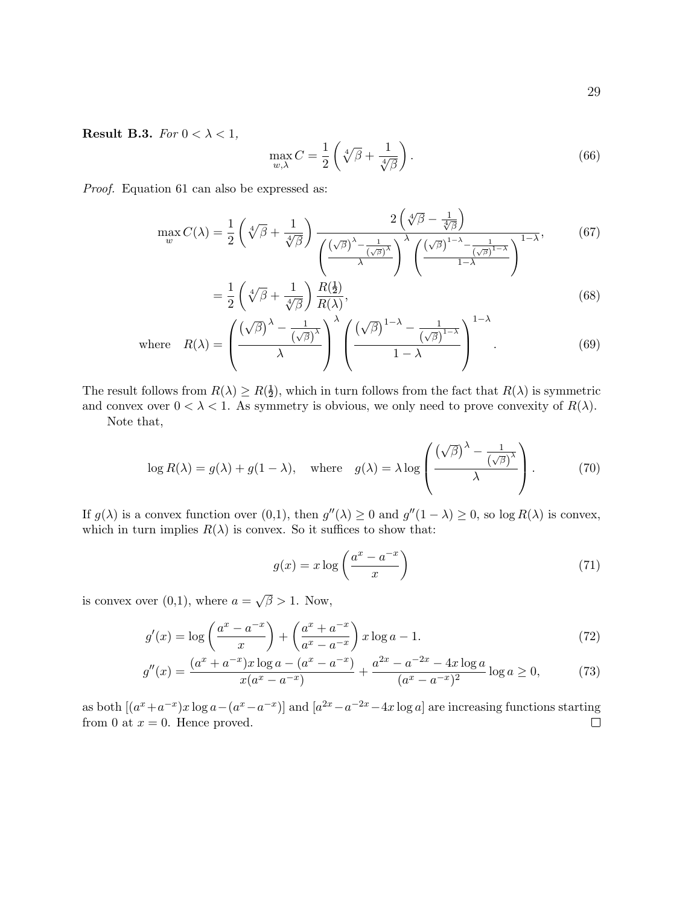**Result B.3.** *For $0 < \lambda < 1$,*

$$\max_{w,\lambda} C = \frac{1}{2}\left(\sqrt[4]{\beta} + \frac{1}{\sqrt[4]{\beta}}\right). \tag{66}$$

*Proof.* Equation 61 can also be expressed as:

$$\max_{w} C(\lambda) = \frac{1}{2}\left(\sqrt[4]{\beta} + \frac{1}{\sqrt[4]{\beta}}\right) \frac{2\left(\sqrt[4]{\beta} - \frac{1}{\sqrt[4]{\beta}}\right)}{\left(\frac{\left(\sqrt{\beta}\right)^{\lambda} - \frac{1}{\left(\sqrt{\beta}\right)^{\lambda}}}{\lambda}\right)^{\lambda} \left(\frac{\left(\sqrt{\beta}\right)^{1-\lambda} - \frac{1}{\left(\sqrt{\beta}\right)^{1-\lambda}}}{1-\lambda}\right)^{1-\lambda}}, \tag{67}$$

$$= \frac{1}{2}\left(\sqrt[4]{\beta} + \frac{1}{\sqrt[4]{\beta}}\right) \frac{R(\frac{1}{2})}{R(\lambda)}, \tag{68}$$

$$\text{where} \quad R(\lambda) = \left(\frac{\left(\sqrt{\beta}\right)^{\lambda} - \frac{1}{\left(\sqrt{\beta}\right)^{\lambda}}}{\lambda}\right)^{\lambda} \left(\frac{\left(\sqrt{\beta}\right)^{1-\lambda} - \frac{1}{\left(\sqrt{\beta}\right)^{1-\lambda}}}{1-\lambda}\right)^{1-\lambda}. \tag{69}$$

The result follows from $R(\lambda) \geq R(\frac{1}{2})$, which in turn follows from the fact that $R(\lambda)$ is symmetric and convex over $0 < \lambda < 1$. As symmetry is obvious, we only need to prove convexity of $R(\lambda)$.

Note that,

$$\log R(\lambda) = g(\lambda) + g(1-\lambda), \quad \text{where} \quad g(\lambda) = \lambda \log \left(\frac{\left(\sqrt{\beta}\right)^{\lambda} - \frac{1}{\left(\sqrt{\beta}\right)^{\lambda}}}{\lambda}\right). \tag{70}$$

If $g(\lambda)$ is a convex function over (0,1), then $g''(\lambda) \geq 0$ and $g''(1-\lambda) \geq 0$, so $\log R(\lambda)$ is convex, which in turn implies $R(\lambda)$ is convex. So it suffices to show that:

$$g(x) = x \log \left(\frac{a^x - a^{-x}}{x}\right) \tag{71}$$

is convex over (0,1), where $a = \sqrt{\beta} > 1$. Now,

$$g'(x) = \log\left(\frac{a^x - a^{-x}}{x}\right) + \left(\frac{a^x + a^{-x}}{a^x - a^{-x}}\right) x \log a - 1. \tag{72}$$

$$g''(x) = \frac{(a^x + a^{-x})x \log a - (a^x - a^{-x})}{x(a^x - a^{-x})} + \frac{a^{2x} - a^{-2x} - 4x \log a}{(a^x - a^{-x})^2} \log a \geq 0, \tag{73}$$

as both $[(a^x + a^{-x})x \log a - (a^x - a^{-x})]$ and $[a^{2x} - a^{-2x} - 4x \log a]$ are increasing functions starting from 0 at $x = 0$. Hence proved. $\square$